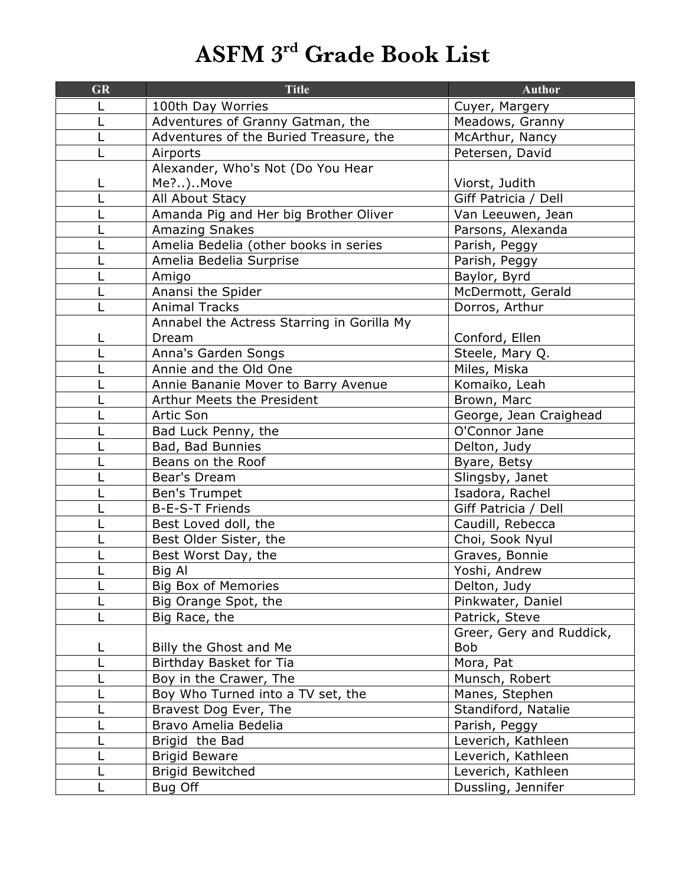# ASFM 3rd Grade Book List

| GR | Title | Author |
|---|---|---|
| L | 100th Day Worries | Cuyer, Margery |
| L | Adventures of Granny Gatman, the | Meadows, Granny |
| L | Adventures of the Buried Treasure, the | McArthur, Nancy |
| L | Airports | Petersen, David |
| L | Alexander, Who's Not (Do You Hear Me?..)..Move | Viorst, Judith |
| L | All About Stacy | Giff Patricia / Dell |
| L | Amanda Pig and Her big Brother Oliver | Van Leeuwen, Jean |
| L | Amazing Snakes | Parsons, Alexanda |
| L | Amelia Bedelia (other books in series | Parish, Peggy |
| L | Amelia Bedelia Surprise | Parish, Peggy |
| L | Amigo | Baylor, Byrd |
| L | Anansi the Spider | McDermott, Gerald |
| L | Animal Tracks | Dorros, Arthur |
| L | Annabel the Actress Starring in Gorilla My Dream | Conford, Ellen |
| L | Anna's Garden Songs | Steele, Mary Q. |
| L | Annie and the Old One | Miles, Miska |
| L | Annie Bananie Mover to Barry Avenue | Komaiko, Leah |
| L | Arthur Meets the President | Brown, Marc |
| L | Artic Son | George, Jean Craighead |
| L | Bad Luck Penny, the | O'Connor Jane |
| L | Bad, Bad Bunnies | Delton, Judy |
| L | Beans on the Roof | Byare, Betsy |
| L | Bear's Dream | Slingsby, Janet |
| L | Ben's Trumpet | Isadora, Rachel |
| L | B-E-S-T Friends | Giff Patricia / Dell |
| L | Best Loved doll, the | Caudill, Rebecca |
| L | Best Older Sister, the | Choi, Sook Nyul |
| L | Best Worst Day, the | Graves, Bonnie |
| L | Big Al | Yoshi, Andrew |
| L | Big Box of Memories | Delton, Judy |
| L | Big Orange Spot, the | Pinkwater, Daniel |
| L | Big Race, the | Patrick, Steve |
| L | Billy the Ghost and Me | Greer, Gery and Ruddick, Bob |
| L | Birthday Basket for Tia | Mora, Pat |
| L | Boy in the Crawer, The | Munsch, Robert |
| L | Boy Who Turned into a TV set, the | Manes, Stephen |
| L | Bravest Dog Ever, The | Standiford, Natalie |
| L | Bravo Amelia Bedelia | Parish, Peggy |
| L | Brigid the Bad | Leverich, Kathleen |
| L | Brigid Beware | Leverich, Kathleen |
| L | Brigid Bewitched | Leverich, Kathleen |
| L | Bug Off | Dussling, Jennifer |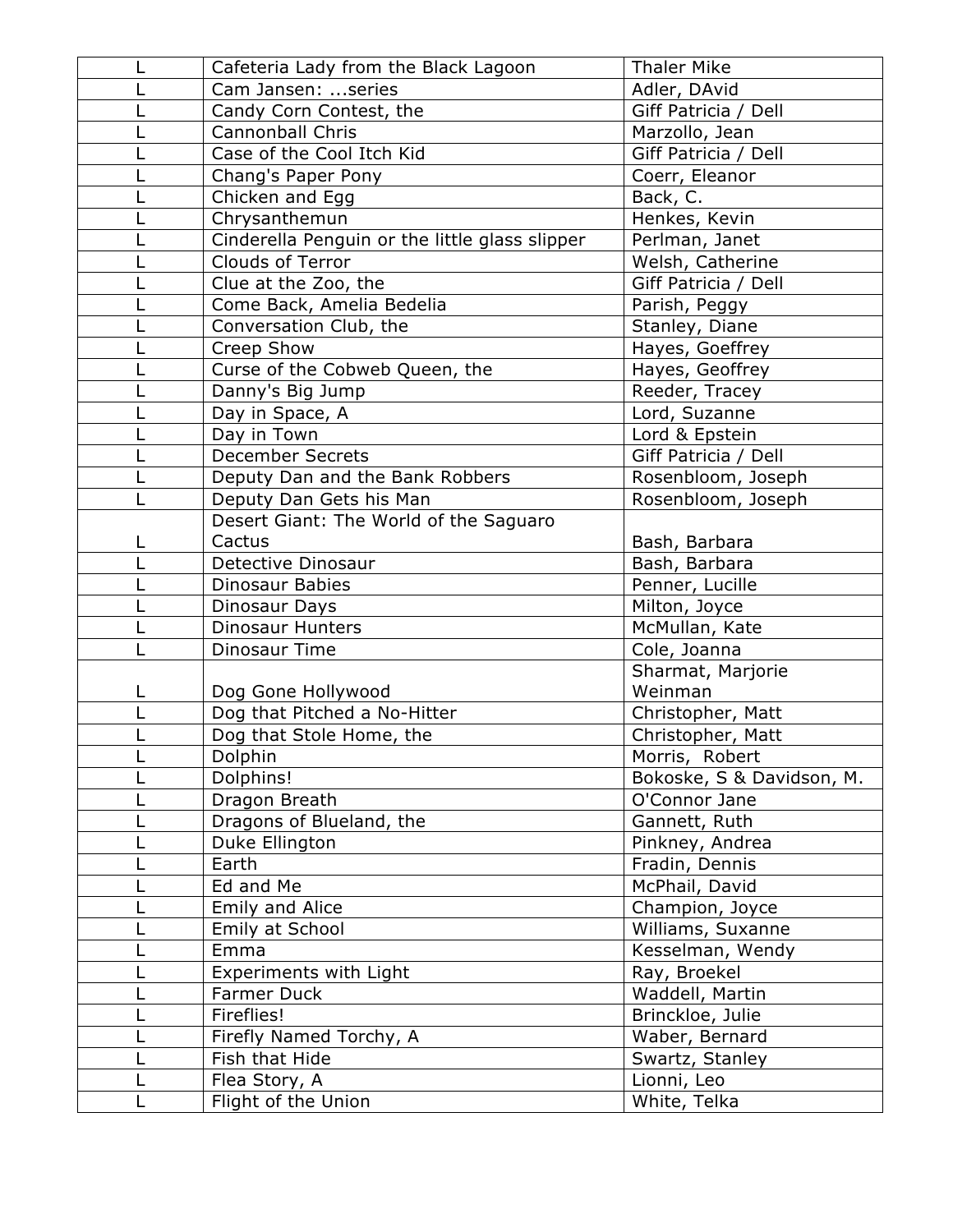| L | Cafeteria Lady from the Black Lagoon | Thaler Mike |
|---|---|---|
| L | Cam Jansen: ...series | Adler, DAvid |
| L | Candy Corn Contest, the | Giff Patricia / Dell |
| L | Cannonball Chris | Marzollo, Jean |
| L | Case of the Cool Itch Kid | Giff Patricia / Dell |
| L | Chang's Paper Pony | Coerr, Eleanor |
| L | Chicken and Egg | Back, C. |
| L | Chrysanthemun | Henkes, Kevin |
| L | Cinderella Penguin or the little glass slipper | Perlman, Janet |
| L | Clouds of Terror | Welsh, Catherine |
| L | Clue at the Zoo, the | Giff Patricia / Dell |
| L | Come Back, Amelia Bedelia | Parish, Peggy |
| L | Conversation Club, the | Stanley, Diane |
| L | Creep Show | Hayes, Goeffrey |
| L | Curse of the Cobweb Queen, the | Hayes, Geoffrey |
| L | Danny's Big Jump | Reeder, Tracey |
| L | Day in Space, A | Lord, Suzanne |
| L | Day in Town | Lord & Epstein |
| L | December Secrets | Giff Patricia / Dell |
| L | Deputy Dan and the Bank Robbers | Rosenbloom, Joseph |
| L | Deputy Dan Gets his Man | Rosenbloom, Joseph |
| L | Desert Giant: The World of the Saguaro Cactus | Bash, Barbara |
| L | Detective Dinosaur | Bash, Barbara |
| L | Dinosaur Babies | Penner, Lucille |
| L | Dinosaur Days | Milton, Joyce |
| L | Dinosaur Hunters | McMullan, Kate |
| L | Dinosaur Time | Cole, Joanna |
| L | Dog Gone Hollywood | Sharmat, Marjorie Weinman |
| L | Dog that Pitched a No-Hitter | Christopher, Matt |
| L | Dog that Stole Home, the | Christopher, Matt |
| L | Dolphin | Morris, Robert |
| L | Dolphins! | Bokoske, S & Davidson, M. |
| L | Dragon Breath | O'Connor Jane |
| L | Dragons of Blueland, the | Gannett, Ruth |
| L | Duke Ellington | Pinkney, Andrea |
| L | Earth | Fradin, Dennis |
| L | Ed and Me | McPhail, David |
| L | Emily and Alice | Champion, Joyce |
| L | Emily at School | Williams, Suxanne |
| L | Emma | Kesselman, Wendy |
| L | Experiments with Light | Ray, Broekel |
| L | Farmer Duck | Waddell, Martin |
| L | Fireflies! | Brinckloe, Julie |
| L | Firefly Named Torchy, A | Waber, Bernard |
| L | Fish that Hide | Swartz, Stanley |
| L | Flea Story, A | Lionni, Leo |
| L | Flight of the Union | White, Telka |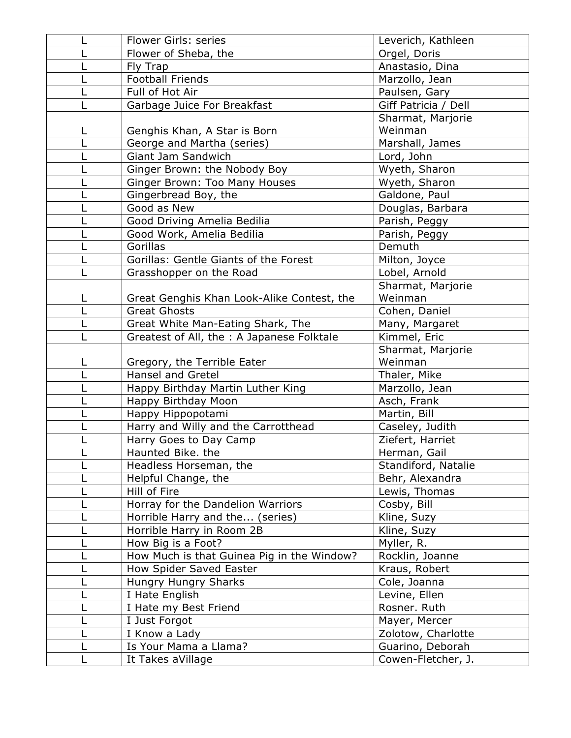| | | |
|---|---|---|
| L | Flower Girls: series | Leverich, Kathleen |
| L | Flower of Sheba, the | Orgel, Doris |
| L | Fly Trap | Anastasio, Dina |
| L | Football Friends | Marzollo, Jean |
| L | Full of Hot Air | Paulsen, Gary |
| L | Garbage Juice For Breakfast | Giff Patricia / Dell |
| L | Genghis Khan, A Star is Born | Sharmat, Marjorie Weinman |
| L | George and Martha (series) | Marshall, James |
| L | Giant Jam Sandwich | Lord, John |
| L | Ginger Brown: the Nobody Boy | Wyeth, Sharon |
| L | Ginger Brown: Too Many Houses | Wyeth, Sharon |
| L | Gingerbread Boy, the | Galdone, Paul |
| L | Good as New | Douglas, Barbara |
| L | Good Driving Amelia Bedilia | Parish, Peggy |
| L | Good Work, Amelia Bedilia | Parish, Peggy |
| L | Gorillas | Demuth |
| L | Gorillas: Gentle Giants of the Forest | Milton, Joyce |
| L | Grasshopper on the Road | Lobel, Arnold |
| L | Great Genghis Khan Look-Alike Contest, the | Sharmat, Marjorie Weinman |
| L | Great Ghosts | Cohen, Daniel |
| L | Great White Man-Eating Shark, The | Many, Margaret |
| L | Greatest of All, the : A Japanese Folktale | Kimmel, Eric |
| L | Gregory, the Terrible Eater | Sharmat, Marjorie Weinman |
| L | Hansel and Gretel | Thaler, Mike |
| L | Happy Birthday Martin Luther King | Marzollo, Jean |
| L | Happy Birthday Moon | Asch, Frank |
| L | Happy Hippopotami | Martin, Bill |
| L | Harry and Willy and the Carrotthead | Caseley, Judith |
| L | Harry Goes to Day Camp | Ziefert, Harriet |
| L | Haunted Bike. the | Herman, Gail |
| L | Headless Horseman, the | Standiford, Natalie |
| L | Helpful Change, the | Behr, Alexandra |
| L | Hill of Fire | Lewis, Thomas |
| L | Horray for the Dandelion Warriors | Cosby, Bill |
| L | Horrible Harry and the... (series) | Kline, Suzy |
| L | Horrible Harry in Room 2B | Kline, Suzy |
| L | How Big is a Foot? | Myller, R. |
| L | How Much is that Guinea Pig in the Window? | Rocklin, Joanne |
| L | How Spider Saved Easter | Kraus, Robert |
| L | Hungry Hungry Sharks | Cole, Joanna |
| L | I Hate English | Levine, Ellen |
| L | I Hate my Best Friend | Rosner. Ruth |
| L | I Just Forgot | Mayer, Mercer |
| L | I Know a Lady | Zolotow, Charlotte |
| L | Is Your Mama a Llama? | Guarino, Deborah |
| L | It Takes aVillage | Cowen-Fletcher, J. |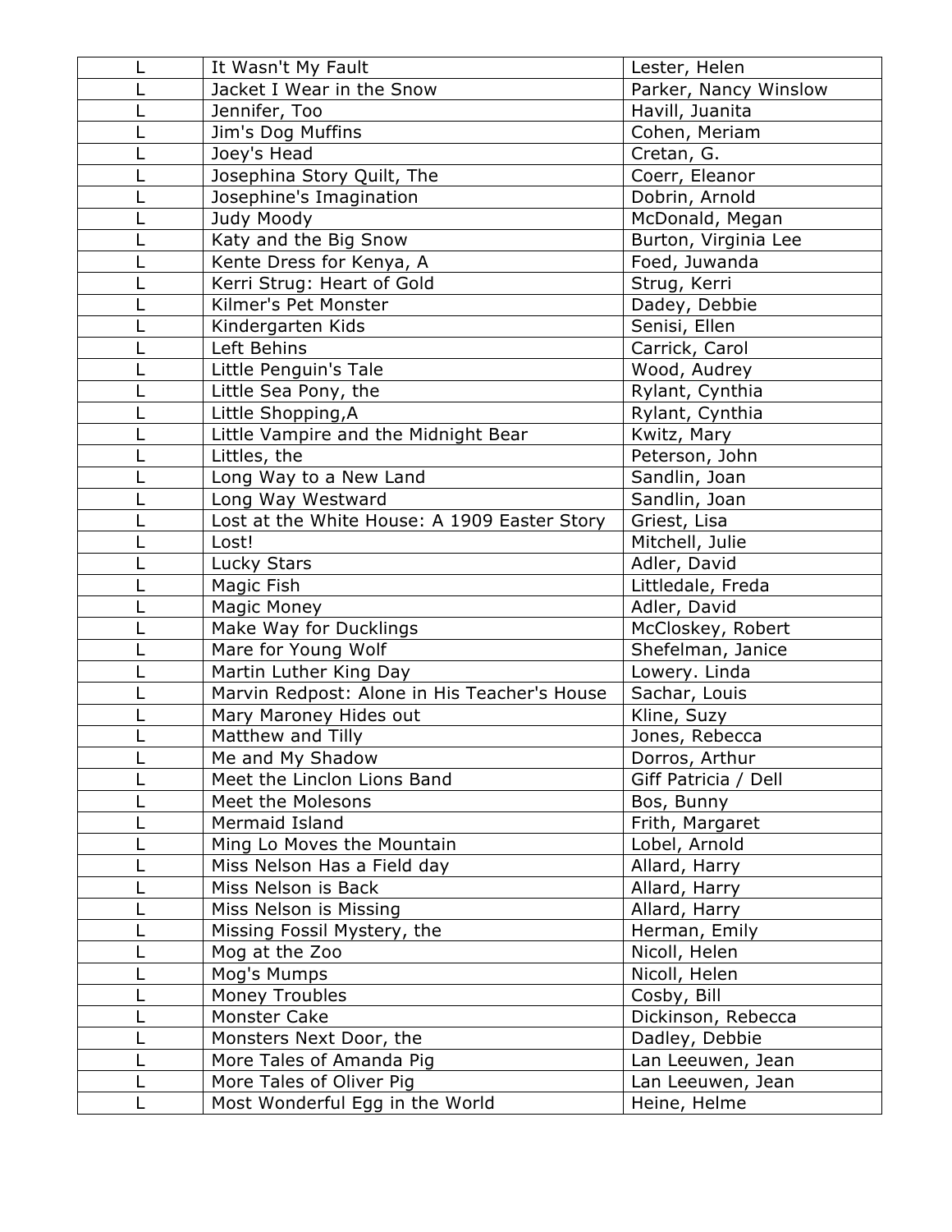| | | |
|---|---|---|
| L | It Wasn't My Fault | Lester, Helen |
| L | Jacket I Wear in the Snow | Parker, Nancy Winslow |
| L | Jennifer, Too | Havill, Juanita |
| L | Jim's Dog Muffins | Cohen, Meriam |
| L | Joey's Head | Cretan, G. |
| L | Josephina Story Quilt, The | Coerr, Eleanor |
| L | Josephine's Imagination | Dobrin, Arnold |
| L | Judy Moody | McDonald, Megan |
| L | Katy and the Big Snow | Burton, Virginia Lee |
| L | Kente Dress for Kenya, A | Foed, Juwanda |
| L | Kerri Strug: Heart of Gold | Strug, Kerri |
| L | Kilmer's Pet Monster | Dadey, Debbie |
| L | Kindergarten Kids | Senisi, Ellen |
| L | Left Behins | Carrick, Carol |
| L | Little Penguin's Tale | Wood, Audrey |
| L | Little Sea Pony, the | Rylant, Cynthia |
| L | Little Shopping,A | Rylant, Cynthia |
| L | Little Vampire and the Midnight Bear | Kwitz, Mary |
| L | Littles, the | Peterson, John |
| L | Long Way to a New Land | Sandlin, Joan |
| L | Long Way Westward | Sandlin, Joan |
| L | Lost at the White House: A 1909 Easter Story | Griest, Lisa |
| L | Lost! | Mitchell, Julie |
| L | Lucky Stars | Adler, David |
| L | Magic Fish | Littledale, Freda |
| L | Magic Money | Adler, David |
| L | Make Way for Ducklings | McCloskey, Robert |
| L | Mare for Young Wolf | Shefelman, Janice |
| L | Martin Luther King Day | Lowery. Linda |
| L | Marvin Redpost: Alone in His Teacher's House | Sachar, Louis |
| L | Mary Maroney Hides out | Kline, Suzy |
| L | Matthew and Tilly | Jones, Rebecca |
| L | Me and My Shadow | Dorros, Arthur |
| L | Meet the Linclon Lions Band | Giff Patricia / Dell |
| L | Meet the Molesons | Bos, Bunny |
| L | Mermaid Island | Frith, Margaret |
| L | Ming Lo Moves the Mountain | Lobel, Arnold |
| L | Miss Nelson Has a Field day | Allard, Harry |
| L | Miss Nelson is Back | Allard, Harry |
| L | Miss Nelson is Missing | Allard, Harry |
| L | Missing Fossil Mystery, the | Herman, Emily |
| L | Mog at the Zoo | Nicoll, Helen |
| L | Mog's Mumps | Nicoll, Helen |
| L | Money Troubles | Cosby, Bill |
| L | Monster Cake | Dickinson, Rebecca |
| L | Monsters Next Door, the | Dadley, Debbie |
| L | More Tales of Amanda Pig | Lan Leeuwen, Jean |
| L | More Tales of Oliver Pig | Lan Leeuwen, Jean |
| L | Most Wonderful Egg in the World | Heine, Helme |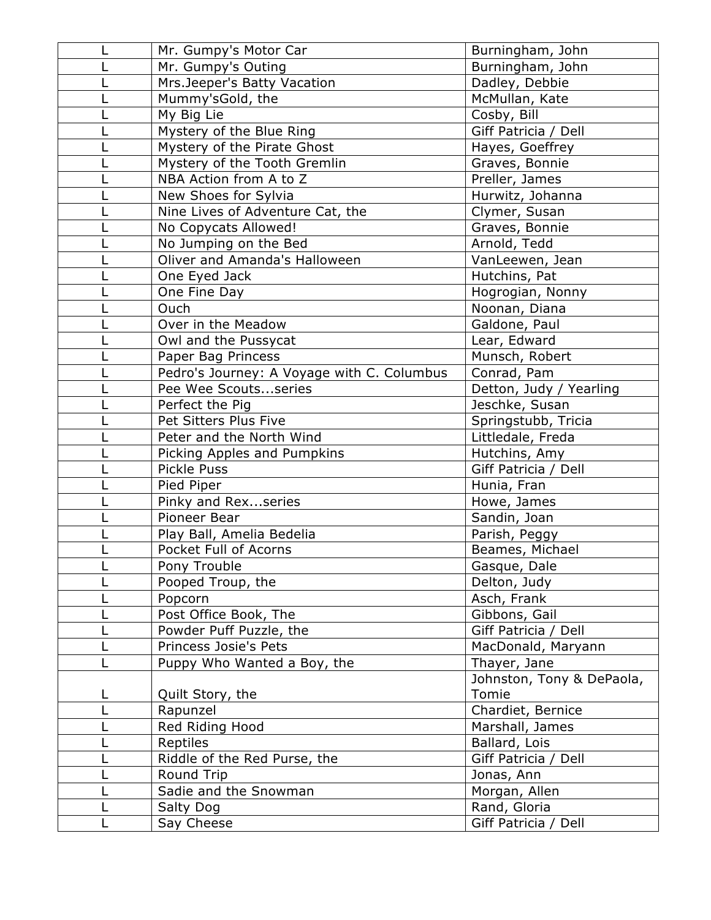| L | Mr. Gumpy's Motor Car | Burningham, John |
|---|---|---|
| L | Mr. Gumpy's Outing | Burningham, John |
| L | Mrs.Jeeper's Batty Vacation | Dadley, Debbie |
| L | Mummy'sGold, the | McMullan, Kate |
| L | My Big Lie | Cosby, Bill |
| L | Mystery of the Blue Ring | Giff Patricia / Dell |
| L | Mystery of the Pirate Ghost | Hayes, Goeffrey |
| L | Mystery of the Tooth Gremlin | Graves, Bonnie |
| L | NBA Action from A to Z | Preller, James |
| L | New Shoes for Sylvia | Hurwitz, Johanna |
| L | Nine Lives of Adventure Cat, the | Clymer, Susan |
| L | No Copycats Allowed! | Graves, Bonnie |
| L | No Jumping on the Bed | Arnold, Tedd |
| L | Oliver and Amanda's Halloween | VanLeewen, Jean |
| L | One Eyed Jack | Hutchins, Pat |
| L | One Fine Day | Hogrogian, Nonny |
| L | Ouch | Noonan, Diana |
| L | Over in the Meadow | Galdone, Paul |
| L | Owl and the Pussycat | Lear, Edward |
| L | Paper Bag Princess | Munsch, Robert |
| L | Pedro's Journey: A Voyage with C. Columbus | Conrad, Pam |
| L | Pee Wee Scouts...series | Detton, Judy / Yearling |
| L | Perfect the Pig | Jeschke, Susan |
| L | Pet Sitters Plus Five | Springstubb, Tricia |
| L | Peter and the North Wind | Littledale, Freda |
| L | Picking Apples and Pumpkins | Hutchins, Amy |
| L | Pickle Puss | Giff Patricia / Dell |
| L | Pied Piper | Hunia, Fran |
| L | Pinky and Rex...series | Howe, James |
| L | Pioneer Bear | Sandin, Joan |
| L | Play Ball, Amelia Bedelia | Parish, Peggy |
| L | Pocket Full of Acorns | Beames, Michael |
| L | Pony Trouble | Gasque, Dale |
| L | Pooped Troup, the | Delton, Judy |
| L | Popcorn | Asch, Frank |
| L | Post Office Book, The | Gibbons, Gail |
| L | Powder Puff Puzzle, the | Giff Patricia / Dell |
| L | Princess Josie's Pets | MacDonald, Maryann |
| L | Puppy Who Wanted a Boy, the | Thayer, Jane |
| L | Quilt Story, the | Johnston, Tony & DePaola, Tomie |
| L | Rapunzel | Chardiet, Bernice |
| L | Red Riding Hood | Marshall, James |
| L | Reptiles | Ballard, Lois |
| L | Riddle of the Red Purse, the | Giff Patricia / Dell |
| L | Round Trip | Jonas, Ann |
| L | Sadie and the Snowman | Morgan, Allen |
| L | Salty Dog | Rand, Gloria |
| L | Say Cheese | Giff Patricia / Dell |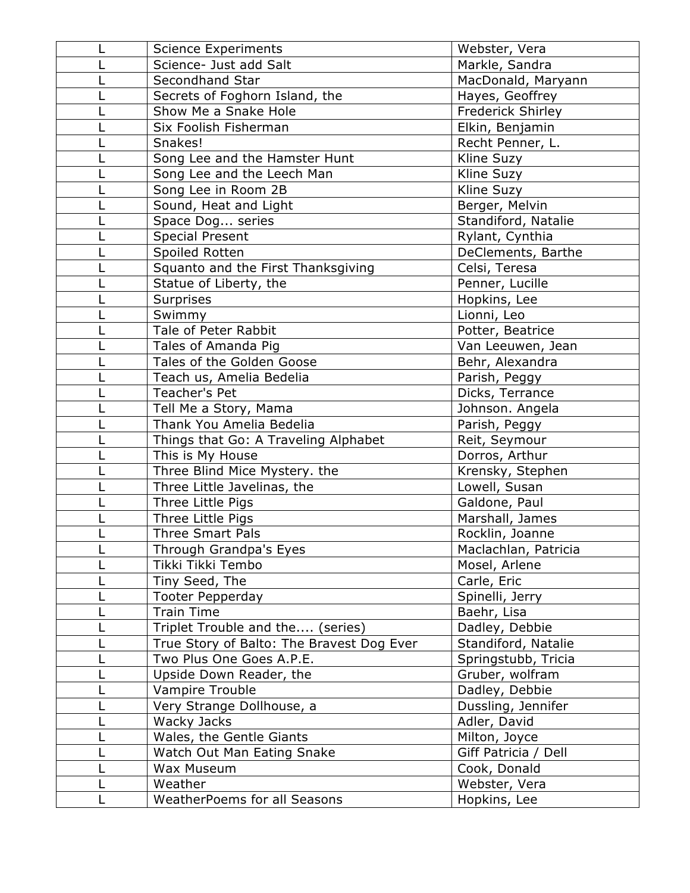| L | Science Experiments | Webster, Vera |
|---|---|---|
| L | Science- Just add Salt | Markle, Sandra |
| L | Secondhand Star | MacDonald, Maryann |
| L | Secrets of Foghorn Island, the | Hayes, Geoffrey |
| L | Show Me a Snake Hole | Frederick Shirley |
| L | Six Foolish Fisherman | Elkin, Benjamin |
| L | Snakes! | Recht Penner, L. |
| L | Song Lee and the Hamster Hunt | Kline Suzy |
| L | Song Lee and the Leech Man | Kline Suzy |
| L | Song Lee in Room 2B | Kline Suzy |
| L | Sound, Heat and Light | Berger, Melvin |
| L | Space Dog... series | Standiford, Natalie |
| L | Special Present | Rylant, Cynthia |
| L | Spoiled Rotten | DeClements, Barthe |
| L | Squanto and the First Thanksgiving | Celsi, Teresa |
| L | Statue of Liberty, the | Penner, Lucille |
| L | Surprises | Hopkins, Lee |
| L | Swimmy | Lionni, Leo |
| L | Tale of Peter Rabbit | Potter, Beatrice |
| L | Tales of Amanda Pig | Van Leeuwen, Jean |
| L | Tales of the Golden Goose | Behr, Alexandra |
| L | Teach us, Amelia Bedelia | Parish, Peggy |
| L | Teacher's Pet | Dicks, Terrance |
| L | Tell Me a Story, Mama | Johnson. Angela |
| L | Thank You Amelia Bedelia | Parish, Peggy |
| L | Things that Go: A Traveling Alphabet | Reit, Seymour |
| L | This is My House | Dorros, Arthur |
| L | Three Blind Mice Mystery. the | Krensky, Stephen |
| L | Three Little Javelinas, the | Lowell, Susan |
| L | Three Little Pigs | Galdone, Paul |
| L | Three Little Pigs | Marshall, James |
| L | Three Smart Pals | Rocklin, Joanne |
| L | Through Grandpa's Eyes | Maclachlan, Patricia |
| L | Tikki Tikki Tembo | Mosel, Arlene |
| L | Tiny Seed, The | Carle, Eric |
| L | Tooter Pepperday | Spinelli, Jerry |
| L | Train Time | Baehr, Lisa |
| L | Triplet Trouble and the.... (series) | Dadley, Debbie |
| L | True Story of Balto: The Bravest Dog Ever | Standiford, Natalie |
| L | Two Plus One Goes A.P.E. | Springstubb, Tricia |
| L | Upside Down Reader, the | Gruber, wolfram |
| L | Vampire Trouble | Dadley, Debbie |
| L | Very Strange Dollhouse, a | Dussling, Jennifer |
| L | Wacky Jacks | Adler, David |
| L | Wales, the Gentle Giants | Milton, Joyce |
| L | Watch Out Man Eating Snake | Giff Patricia / Dell |
| L | Wax Museum | Cook, Donald |
| L | Weather | Webster, Vera |
| L | WeatherPoems for all Seasons | Hopkins, Lee |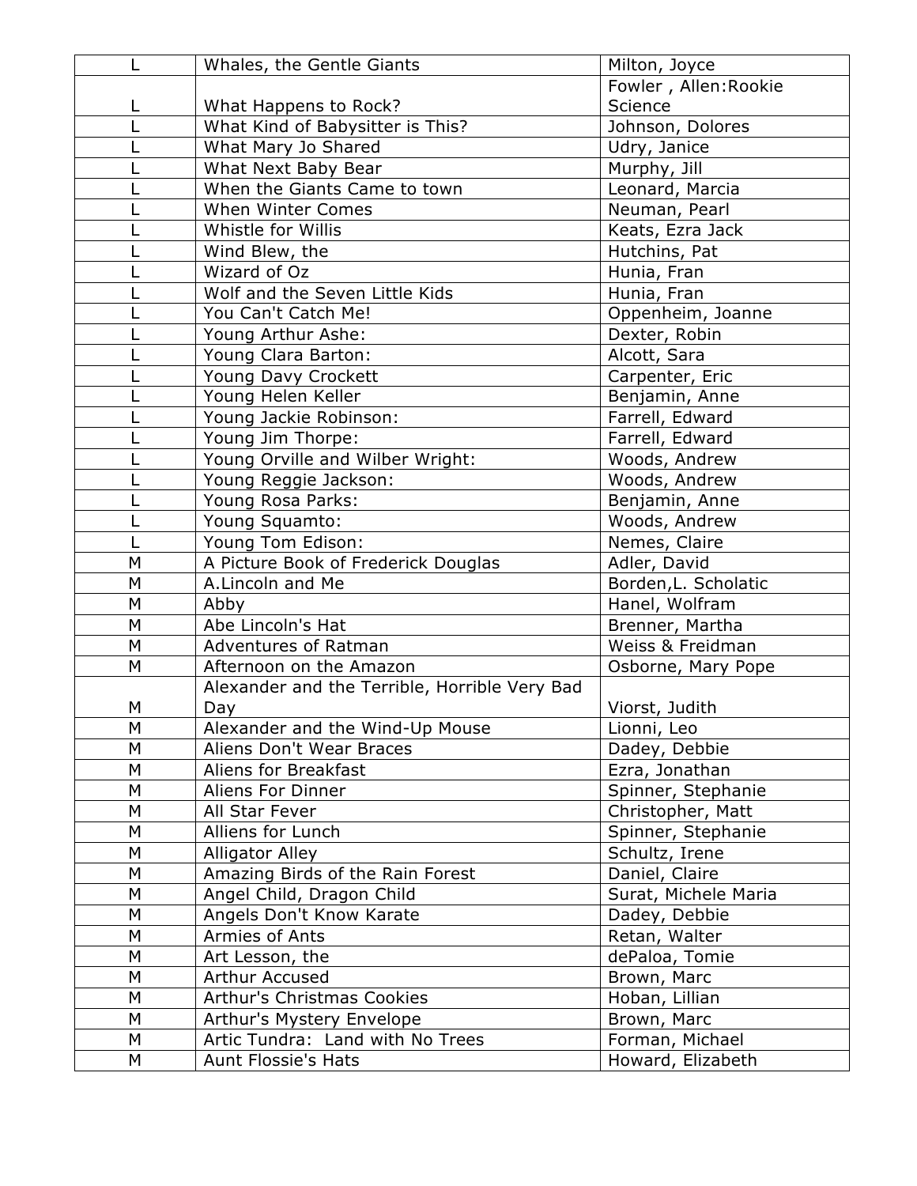| L | Whales, the Gentle Giants | Milton, Joyce |
|---|---|---|
| L | What Happens to Rock? | Fowler , Allen:Rookie Science |
| L | What Kind of Babysitter is This? | Johnson, Dolores |
| L | What Mary Jo Shared | Udry, Janice |
| L | What Next Baby Bear | Murphy, Jill |
| L | When the Giants Came to town | Leonard, Marcia |
| L | When Winter Comes | Neuman, Pearl |
| L | Whistle for Willis | Keats, Ezra Jack |
| L | Wind Blew, the | Hutchins, Pat |
| L | Wizard of Oz | Hunia, Fran |
| L | Wolf and the Seven Little Kids | Hunia, Fran |
| L | You Can't Catch Me! | Oppenheim, Joanne |
| L | Young Arthur Ashe: | Dexter, Robin |
| L | Young Clara Barton: | Alcott, Sara |
| L | Young Davy Crockett | Carpenter, Eric |
| L | Young Helen Keller | Benjamin, Anne |
| L | Young Jackie Robinson: | Farrell, Edward |
| L | Young Jim Thorpe: | Farrell, Edward |
| L | Young Orville and Wilber Wright: | Woods, Andrew |
| L | Young Reggie Jackson: | Woods, Andrew |
| L | Young Rosa Parks: | Benjamin, Anne |
| L | Young Squamto: | Woods, Andrew |
| L | Young Tom Edison: | Nemes, Claire |
| M | A Picture Book of Frederick Douglas | Adler, David |
| M | A.Lincoln and Me | Borden,L. Scholatic |
| M | Abby | Hanel, Wolfram |
| M | Abe Lincoln's Hat | Brenner, Martha |
| M | Adventures of Ratman | Weiss & Freidman |
| M | Afternoon on the Amazon | Osborne, Mary Pope |
| M | Alexander and the Terrible, Horrible Very Bad Day | Viorst, Judith |
| M | Alexander and the Wind-Up Mouse | Lionni, Leo |
| M | Aliens Don't Wear Braces | Dadey, Debbie |
| M | Aliens for Breakfast | Ezra, Jonathan |
| M | Aliens For Dinner | Spinner, Stephanie |
| M | All Star Fever | Christopher, Matt |
| M | Alliens for Lunch | Spinner, Stephanie |
| M | Alligator Alley | Schultz, Irene |
| M | Amazing Birds of the Rain Forest | Daniel, Claire |
| M | Angel Child, Dragon Child | Surat, Michele Maria |
| M | Angels Don't Know Karate | Dadey, Debbie |
| M | Armies of Ants | Retan, Walter |
| M | Art Lesson, the | dePaloa, Tomie |
| M | Arthur Accused | Brown, Marc |
| M | Arthur's Christmas Cookies | Hoban, Lillian |
| M | Arthur's Mystery Envelope | Brown, Marc |
| M | Artic Tundra: Land with No Trees | Forman, Michael |
| M | Aunt Flossie's Hats | Howard, Elizabeth |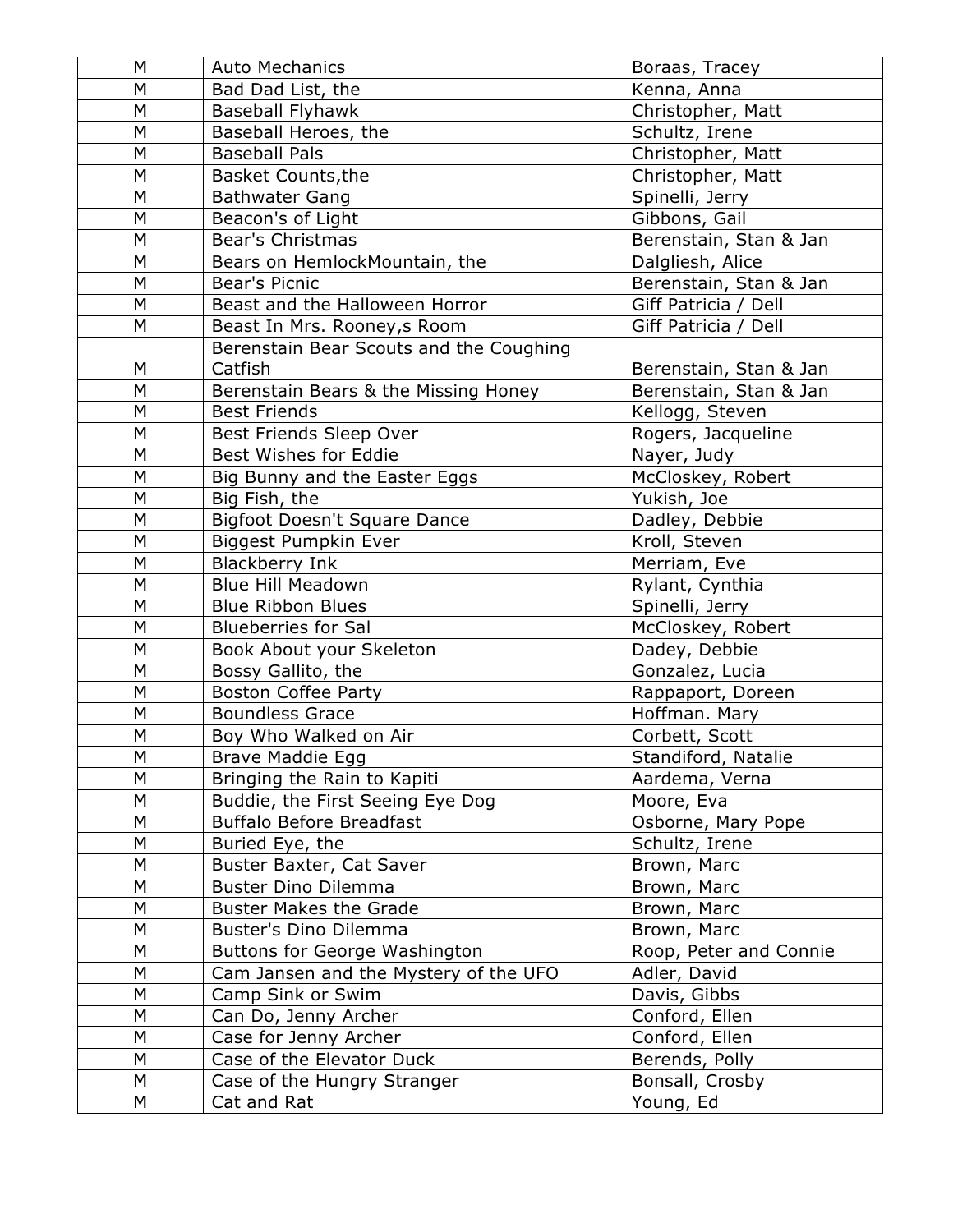| M | Auto Mechanics | Boraas, Tracey |
|---|---|---|
| M | Bad Dad List, the | Kenna, Anna |
| M | Baseball Flyhawk | Christopher, Matt |
| M | Baseball Heroes, the | Schultz, Irene |
| M | Baseball Pals | Christopher, Matt |
| M | Basket Counts,the | Christopher, Matt |
| M | Bathwater Gang | Spinelli, Jerry |
| M | Beacon's of Light | Gibbons, Gail |
| M | Bear's Christmas | Berenstain, Stan & Jan |
| M | Bears on HemlockMountain, the | Dalgliesh, Alice |
| M | Bear's Picnic | Berenstain, Stan & Jan |
| M | Beast and the Halloween Horror | Giff Patricia / Dell |
| M | Beast In Mrs. Rooney,s Room | Giff Patricia / Dell |
| M | Berenstain Bear Scouts and the Coughing Catfish | Berenstain, Stan & Jan |
| M | Berenstain Bears & the Missing Honey | Berenstain, Stan & Jan |
| M | Best Friends | Kellogg, Steven |
| M | Best Friends Sleep Over | Rogers, Jacqueline |
| M | Best Wishes for Eddie | Nayer, Judy |
| M | Big Bunny and the Easter Eggs | McCloskey, Robert |
| M | Big Fish, the | Yukish, Joe |
| M | Bigfoot Doesn't Square Dance | Dadley, Debbie |
| M | Biggest Pumpkin Ever | Kroll, Steven |
| M | Blackberry Ink | Merriam, Eve |
| M | Blue Hill Meadown | Rylant, Cynthia |
| M | Blue Ribbon Blues | Spinelli, Jerry |
| M | Blueberries for Sal | McCloskey, Robert |
| M | Book About your Skeleton | Dadey, Debbie |
| M | Bossy Gallito, the | Gonzalez, Lucia |
| M | Boston Coffee Party | Rappaport, Doreen |
| M | Boundless Grace | Hoffman. Mary |
| M | Boy Who Walked on Air | Corbett, Scott |
| M | Brave Maddie Egg | Standiford, Natalie |
| M | Bringing the Rain to Kapiti | Aardema, Verna |
| M | Buddie, the First Seeing Eye Dog | Moore, Eva |
| M | Buffalo Before Breadfast | Osborne, Mary Pope |
| M | Buried Eye, the | Schultz, Irene |
| M | Buster Baxter, Cat Saver | Brown, Marc |
| M | Buster Dino Dilemma | Brown, Marc |
| M | Buster Makes the Grade | Brown, Marc |
| M | Buster's Dino Dilemma | Brown, Marc |
| M | Buttons for George Washington | Roop, Peter and Connie |
| M | Cam Jansen and the Mystery of the UFO | Adler, David |
| M | Camp Sink or Swim | Davis, Gibbs |
| M | Can Do, Jenny Archer | Conford, Ellen |
| M | Case for Jenny Archer | Conford, Ellen |
| M | Case of the Elevator Duck | Berends, Polly |
| M | Case of the Hungry Stranger | Bonsall, Crosby |
| M | Cat and Rat | Young, Ed |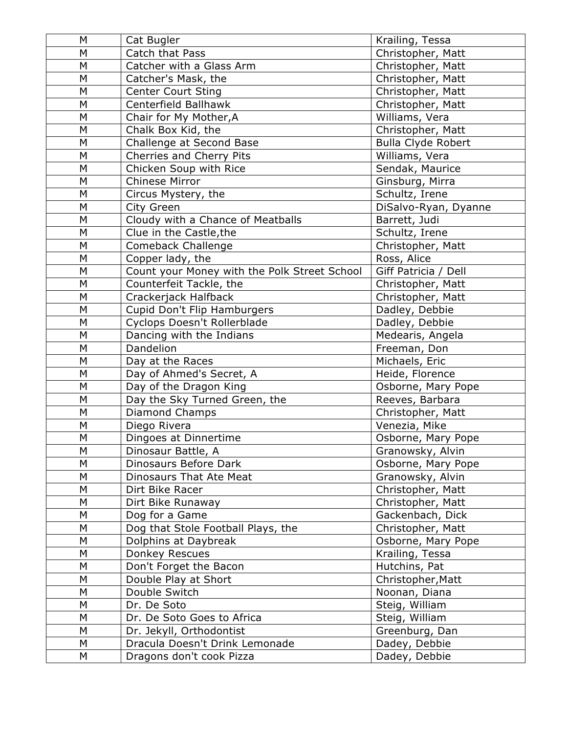| M | Cat Bugler | Krailing, Tessa |
|---|---|---|
| M | Catch that Pass | Christopher, Matt |
| M | Catcher with a Glass Arm | Christopher, Matt |
| M | Catcher's Mask, the | Christopher, Matt |
| M | Center Court Sting | Christopher, Matt |
| M | Centerfield Ballhawk | Christopher, Matt |
| M | Chair for My Mother,A | Williams, Vera |
| M | Chalk Box Kid, the | Christopher, Matt |
| M | Challenge at Second Base | Bulla Clyde Robert |
| M | Cherries and Cherry Pits | Williams, Vera |
| M | Chicken Soup with Rice | Sendak, Maurice |
| M | Chinese Mirror | Ginsburg, Mirra |
| M | Circus Mystery, the | Schultz, Irene |
| M | City Green | DiSalvo-Ryan, Dyanne |
| M | Cloudy with a Chance of Meatballs | Barrett, Judi |
| M | Clue in the Castle,the | Schultz, Irene |
| M | Comeback Challenge | Christopher, Matt |
| M | Copper lady, the | Ross, Alice |
| M | Count your Money with the Polk Street School | Giff Patricia / Dell |
| M | Counterfeit Tackle, the | Christopher, Matt |
| M | Crackerjack Halfback | Christopher, Matt |
| M | Cupid Don't Flip Hamburgers | Dadley, Debbie |
| M | Cyclops Doesn't Rollerblade | Dadley, Debbie |
| M | Dancing with the Indians | Medearis, Angela |
| M | Dandelion | Freeman, Don |
| M | Day at the Races | Michaels, Eric |
| M | Day of Ahmed's Secret, A | Heide, Florence |
| M | Day of the Dragon King | Osborne, Mary Pope |
| M | Day the Sky Turned Green, the | Reeves, Barbara |
| M | Diamond Champs | Christopher, Matt |
| M | Diego Rivera | Venezia, Mike |
| M | Dingoes at Dinnertime | Osborne, Mary Pope |
| M | Dinosaur Battle, A | Granowsky, Alvin |
| M | Dinosaurs Before Dark | Osborne, Mary Pope |
| M | Dinosaurs That Ate Meat | Granowsky, Alvin |
| M | Dirt Bike Racer | Christopher, Matt |
| M | Dirt Bike Runaway | Christopher, Matt |
| M | Dog for a Game | Gackenbach, Dick |
| M | Dog that Stole Football Plays, the | Christopher, Matt |
| M | Dolphins at Daybreak | Osborne, Mary Pope |
| M | Donkey Rescues | Krailing, Tessa |
| M | Don't Forget the Bacon | Hutchins, Pat |
| M | Double Play at Short | Christopher,Matt |
| M | Double Switch | Noonan, Diana |
| M | Dr. De Soto | Steig, William |
| M | Dr. De Soto Goes to Africa | Steig, William |
| M | Dr. Jekyll, Orthodontist | Greenburg, Dan |
| M | Dracula Doesn't Drink Lemonade | Dadey, Debbie |
| M | Dragons don't cook Pizza | Dadey, Debbie |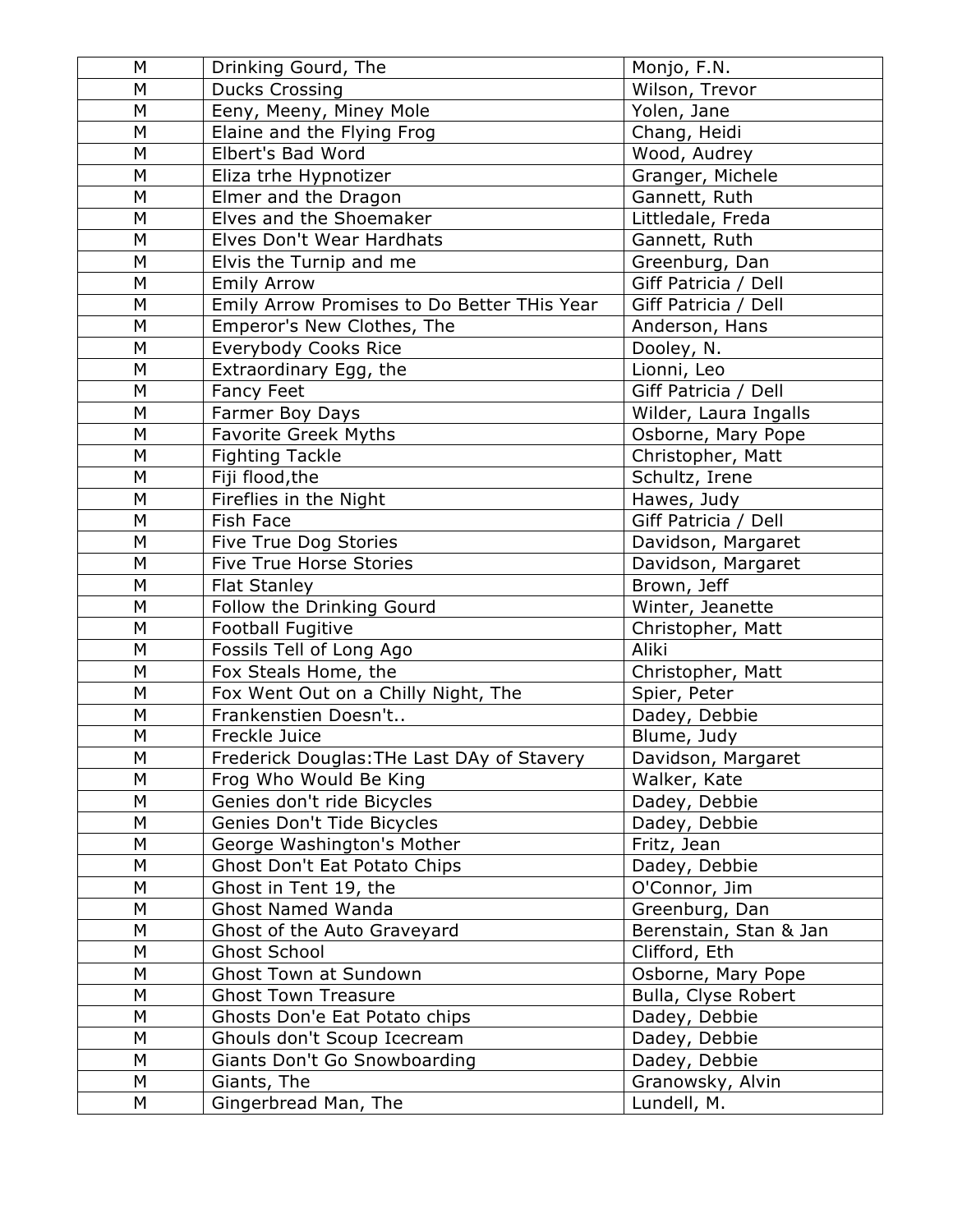| M | Drinking Gourd, The | Monjo, F.N. |
|---|---|---|
| M | Ducks Crossing | Wilson, Trevor |
| M | Eeny, Meeny, Miney Mole | Yolen, Jane |
| M | Elaine and the Flying Frog | Chang, Heidi |
| M | Elbert's Bad Word | Wood, Audrey |
| M | Eliza trhe Hypnotizer | Granger, Michele |
| M | Elmer and the Dragon | Gannett, Ruth |
| M | Elves and the Shoemaker | Littledale, Freda |
| M | Elves Don't Wear Hardhats | Gannett, Ruth |
| M | Elvis the Turnip and me | Greenburg, Dan |
| M | Emily Arrow | Giff Patricia / Dell |
| M | Emily Arrow Promises to Do Better THis Year | Giff Patricia / Dell |
| M | Emperor's New Clothes, The | Anderson, Hans |
| M | Everybody Cooks Rice | Dooley, N. |
| M | Extraordinary Egg, the | Lionni, Leo |
| M | Fancy Feet | Giff Patricia / Dell |
| M | Farmer Boy Days | Wilder, Laura Ingalls |
| M | Favorite Greek Myths | Osborne, Mary Pope |
| M | Fighting Tackle | Christopher, Matt |
| M | Fiji flood,the | Schultz, Irene |
| M | Fireflies in the Night | Hawes, Judy |
| M | Fish Face | Giff Patricia / Dell |
| M | Five True Dog Stories | Davidson, Margaret |
| M | Five True Horse Stories | Davidson, Margaret |
| M | Flat Stanley | Brown, Jeff |
| M | Follow the Drinking Gourd | Winter, Jeanette |
| M | Football Fugitive | Christopher, Matt |
| M | Fossils Tell of Long Ago | Aliki |
| M | Fox Steals Home, the | Christopher, Matt |
| M | Fox Went Out on a Chilly Night, The | Spier, Peter |
| M | Frankenstien Doesn't.. | Dadey, Debbie |
| M | Freckle Juice | Blume, Judy |
| M | Frederick Douglas:THe Last DAy of Stavery | Davidson, Margaret |
| M | Frog Who Would Be King | Walker, Kate |
| M | Genies don't ride Bicycles | Dadey, Debbie |
| M | Genies Don't Tide Bicycles | Dadey, Debbie |
| M | George Washington's Mother | Fritz, Jean |
| M | Ghost Don't Eat Potato Chips | Dadey, Debbie |
| M | Ghost in Tent 19, the | O'Connor, Jim |
| M | Ghost Named Wanda | Greenburg, Dan |
| M | Ghost of the Auto Graveyard | Berenstain, Stan & Jan |
| M | Ghost School | Clifford, Eth |
| M | Ghost Town at Sundown | Osborne, Mary Pope |
| M | Ghost Town Treasure | Bulla, Clyse Robert |
| M | Ghosts Don'e Eat Potato chips | Dadey, Debbie |
| M | Ghouls don't Scoup Icecream | Dadey, Debbie |
| M | Giants Don't Go Snowboarding | Dadey, Debbie |
| M | Giants, The | Granowsky, Alvin |
| M | Gingerbread Man, The | Lundell, M. |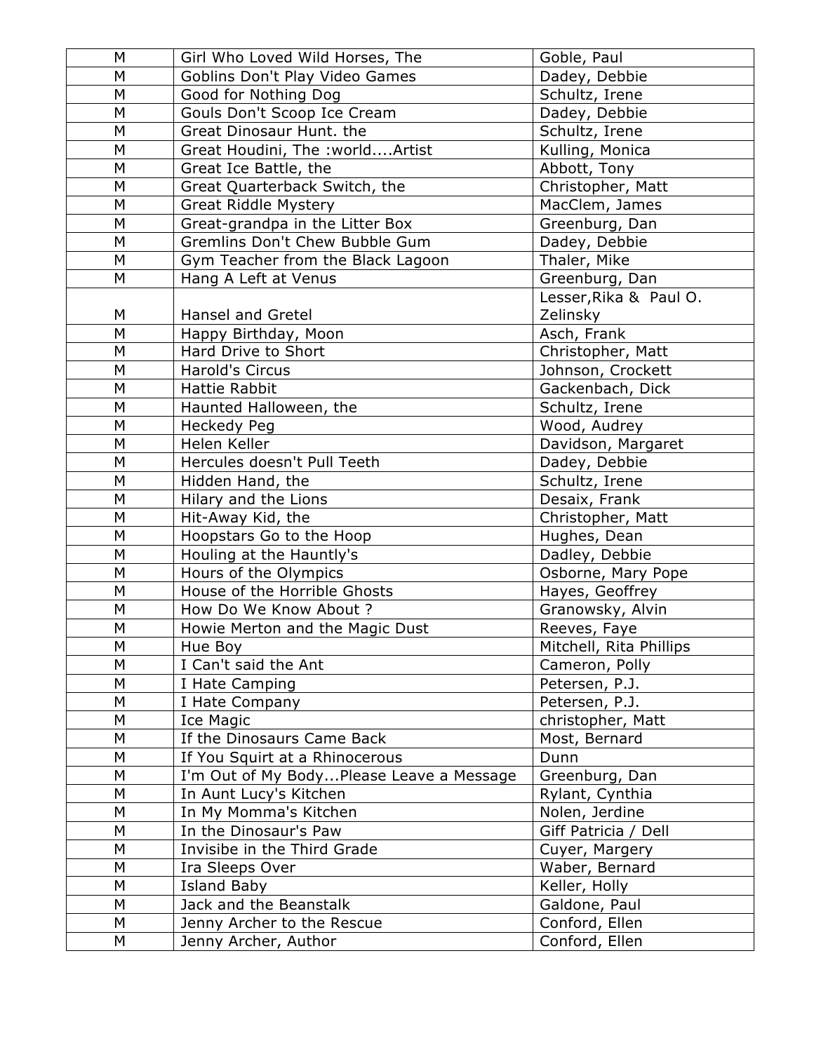| M | Girl Who Loved Wild Horses, The | Goble, Paul |
|---|---|---|
| M | Goblins Don't Play Video Games | Dadey, Debbie |
| M | Good for Nothing Dog | Schultz, Irene |
| M | Gouls Don't Scoop Ice Cream | Dadey, Debbie |
| M | Great Dinosaur Hunt. the | Schultz, Irene |
| M | Great Houdini, The :world....Artist | Kulling, Monica |
| M | Great Ice Battle, the | Abbott, Tony |
| M | Great Quarterback Switch, the | Christopher, Matt |
| M | Great Riddle Mystery | MacClem, James |
| M | Great-grandpa in the Litter Box | Greenburg, Dan |
| M | Gremlins Don't Chew Bubble Gum | Dadey, Debbie |
| M | Gym Teacher from the Black Lagoon | Thaler, Mike |
| M | Hang A Left at Venus | Greenburg, Dan |
| M | Hansel and Gretel | Lesser,Rika & Paul O. Zelinsky |
| M | Happy Birthday, Moon | Asch, Frank |
| M | Hard Drive to Short | Christopher, Matt |
| M | Harold's Circus | Johnson, Crockett |
| M | Hattie Rabbit | Gackenbach, Dick |
| M | Haunted Halloween, the | Schultz, Irene |
| M | Heckedy Peg | Wood, Audrey |
| M | Helen Keller | Davidson, Margaret |
| M | Hercules doesn't Pull Teeth | Dadey, Debbie |
| M | Hidden Hand, the | Schultz, Irene |
| M | Hilary and the Lions | Desaix, Frank |
| M | Hit-Away Kid, the | Christopher, Matt |
| M | Hoopstars Go to the Hoop | Hughes, Dean |
| M | Houling at the Hauntly's | Dadley, Debbie |
| M | Hours of the Olympics | Osborne, Mary Pope |
| M | House of the Horrible Ghosts | Hayes, Geoffrey |
| M | How Do We Know About ? | Granowsky, Alvin |
| M | Howie Merton and the Magic Dust | Reeves, Faye |
| M | Hue Boy | Mitchell, Rita Phillips |
| M | I Can't said the Ant | Cameron, Polly |
| M | I Hate Camping | Petersen, P.J. |
| M | I Hate Company | Petersen, P.J. |
| M | Ice Magic | christopher, Matt |
| M | If the Dinosaurs Came Back | Most, Bernard |
| M | If You Squirt at a Rhinocerous | Dunn |
| M | I'm Out of My Body...Please Leave a Message | Greenburg, Dan |
| M | In Aunt Lucy's Kitchen | Rylant, Cynthia |
| M | In My Momma's Kitchen | Nolen, Jerdine |
| M | In the Dinosaur's Paw | Giff Patricia / Dell |
| M | Invisibe in the Third Grade | Cuyer, Margery |
| M | Ira Sleeps Over | Waber, Bernard |
| M | Island Baby | Keller, Holly |
| M | Jack and the Beanstalk | Galdone, Paul |
| M | Jenny Archer to the Rescue | Conford, Ellen |
| M | Jenny Archer, Author | Conford, Ellen |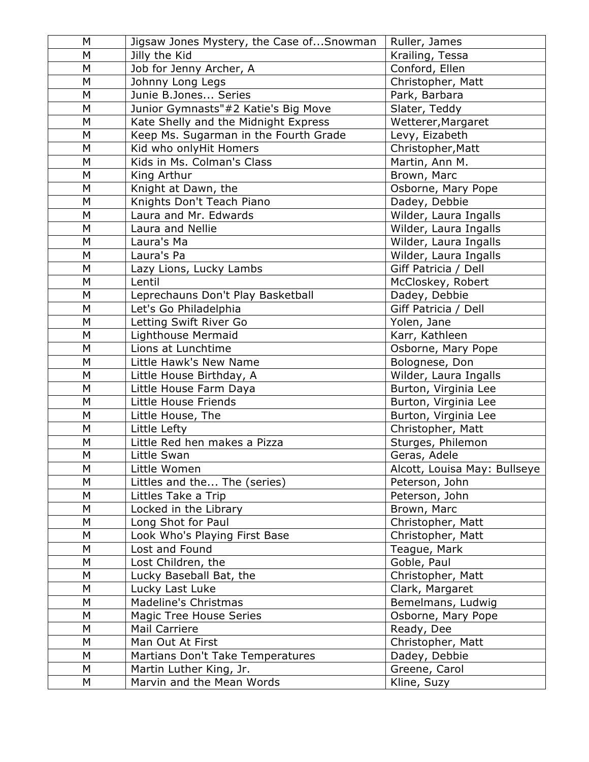| M | Jigsaw Jones Mystery, the Case of...Snowman | Ruller, James |
|---|---|---|
| M | Jilly the Kid | Krailing, Tessa |
| M | Job for Jenny Archer, A | Conford, Ellen |
| M | Johnny Long Legs | Christopher, Matt |
| M | Junie B.Jones... Series | Park, Barbara |
| M | Junior Gymnasts"#2 Katie's Big Move | Slater, Teddy |
| M | Kate Shelly and the Midnight Express | Wetterer,Margaret |
| M | Keep Ms. Sugarman in the Fourth Grade | Levy, Eizabeth |
| M | Kid who onlyHit Homers | Christopher,Matt |
| M | Kids in Ms. Colman's Class | Martin, Ann M. |
| M | King Arthur | Brown, Marc |
| M | Knight at Dawn, the | Osborne, Mary Pope |
| M | Knights Don't Teach Piano | Dadey, Debbie |
| M | Laura and Mr. Edwards | Wilder, Laura Ingalls |
| M | Laura and Nellie | Wilder, Laura Ingalls |
| M | Laura's Ma | Wilder, Laura Ingalls |
| M | Laura's Pa | Wilder, Laura Ingalls |
| M | Lazy Lions, Lucky Lambs | Giff Patricia / Dell |
| M | Lentil | McCloskey, Robert |
| M | Leprechauns Don't Play Basketball | Dadey, Debbie |
| M | Let's Go Philadelphia | Giff Patricia / Dell |
| M | Letting Swift River Go | Yolen, Jane |
| M | Lighthouse Mermaid | Karr, Kathleen |
| M | Lions at Lunchtime | Osborne, Mary Pope |
| M | Little Hawk's New Name | Bolognese, Don |
| M | Little House Birthday, A | Wilder, Laura Ingalls |
| M | Little House Farm Daya | Burton, Virginia Lee |
| M | Little House Friends | Burton, Virginia Lee |
| M | Little House, The | Burton, Virginia Lee |
| M | Little Lefty | Christopher, Matt |
| M | Little Red hen makes a Pizza | Sturges, Philemon |
| M | Little Swan | Geras, Adele |
| M | Little Women | Alcott, Louisa May: Bullseye |
| M | Littles and the... The (series) | Peterson, John |
| M | Littles Take a Trip | Peterson, John |
| M | Locked in the Library | Brown, Marc |
| M | Long Shot for Paul | Christopher, Matt |
| M | Look Who's Playing First Base | Christopher, Matt |
| M | Lost and Found | Teague, Mark |
| M | Lost Children, the | Goble, Paul |
| M | Lucky Baseball Bat, the | Christopher, Matt |
| M | Lucky Last Luke | Clark, Margaret |
| M | Madeline's Christmas | Bemelmans, Ludwig |
| M | Magic Tree House Series | Osborne, Mary Pope |
| M | Mail Carriere | Ready, Dee |
| M | Man Out At First | Christopher, Matt |
| M | Martians Don't Take Temperatures | Dadey, Debbie |
| M | Martin Luther King, Jr. | Greene, Carol |
| M | Marvin and the Mean Words | Kline, Suzy |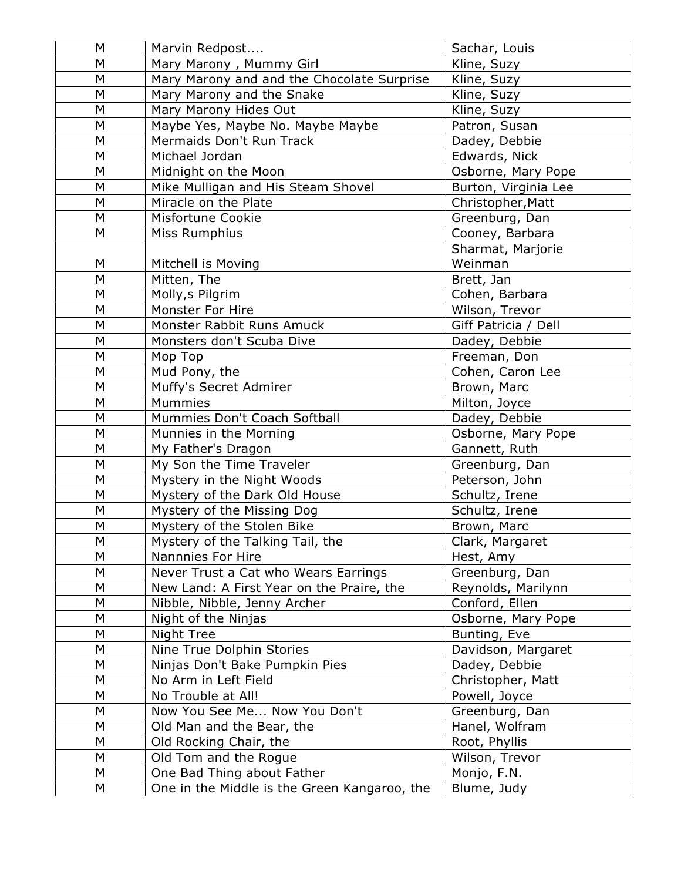| M | Marvin Redpost.... | Sachar, Louis |
|---|---|---|
| M | Mary Marony , Mummy Girl | Kline, Suzy |
| M | Mary Marony and and the Chocolate Surprise | Kline, Suzy |
| M | Mary Marony and the Snake | Kline, Suzy |
| M | Mary Marony Hides Out | Kline, Suzy |
| M | Maybe Yes, Maybe No. Maybe Maybe | Patron, Susan |
| M | Mermaids Don't Run Track | Dadey, Debbie |
| M | Michael Jordan | Edwards, Nick |
| M | Midnight on the Moon | Osborne, Mary Pope |
| M | Mike Mulligan and His Steam Shovel | Burton, Virginia Lee |
| M | Miracle on the Plate | Christopher,Matt |
| M | Misfortune Cookie | Greenburg, Dan |
| M | Miss Rumphius | Cooney, Barbara |
| M | Mitchell is Moving | Sharmat, Marjorie Weinman |
| M | Mitten, The | Brett, Jan |
| M | Molly,s Pilgrim | Cohen, Barbara |
| M | Monster For Hire | Wilson, Trevor |
| M | Monster Rabbit Runs Amuck | Giff Patricia / Dell |
| M | Monsters don't Scuba Dive | Dadey, Debbie |
| M | Mop Top | Freeman, Don |
| M | Mud Pony, the | Cohen, Caron Lee |
| M | Muffy's Secret Admirer | Brown, Marc |
| M | Mummies | Milton, Joyce |
| M | Mummies Don't Coach Softball | Dadey, Debbie |
| M | Munnies in the Morning | Osborne, Mary Pope |
| M | My Father's Dragon | Gannett, Ruth |
| M | My Son the Time Traveler | Greenburg, Dan |
| M | Mystery in the Night Woods | Peterson, John |
| M | Mystery of the Dark Old House | Schultz, Irene |
| M | Mystery of the Missing Dog | Schultz, Irene |
| M | Mystery of the Stolen Bike | Brown, Marc |
| M | Mystery of the Talking Tail, the | Clark, Margaret |
| M | Nannnies For Hire | Hest, Amy |
| M | Never Trust a Cat who Wears Earrings | Greenburg, Dan |
| M | New Land: A First Year on the Praire, the | Reynolds, Marilynn |
| M | Nibble, Nibble, Jenny Archer | Conford, Ellen |
| M | Night of the Ninjas | Osborne, Mary Pope |
| M | Night Tree | Bunting, Eve |
| M | Nine True Dolphin Stories | Davidson, Margaret |
| M | Ninjas Don't Bake Pumpkin Pies | Dadey, Debbie |
| M | No Arm in Left Field | Christopher, Matt |
| M | No Trouble at All! | Powell, Joyce |
| M | Now You See Me... Now You Don't | Greenburg, Dan |
| M | Old Man and the Bear, the | Hanel, Wolfram |
| M | Old Rocking Chair, the | Root, Phyllis |
| M | Old Tom and the Rogue | Wilson, Trevor |
| M | One Bad Thing about Father | Monjo, F.N. |
| M | One in the Middle is the Green Kangaroo, the | Blume, Judy |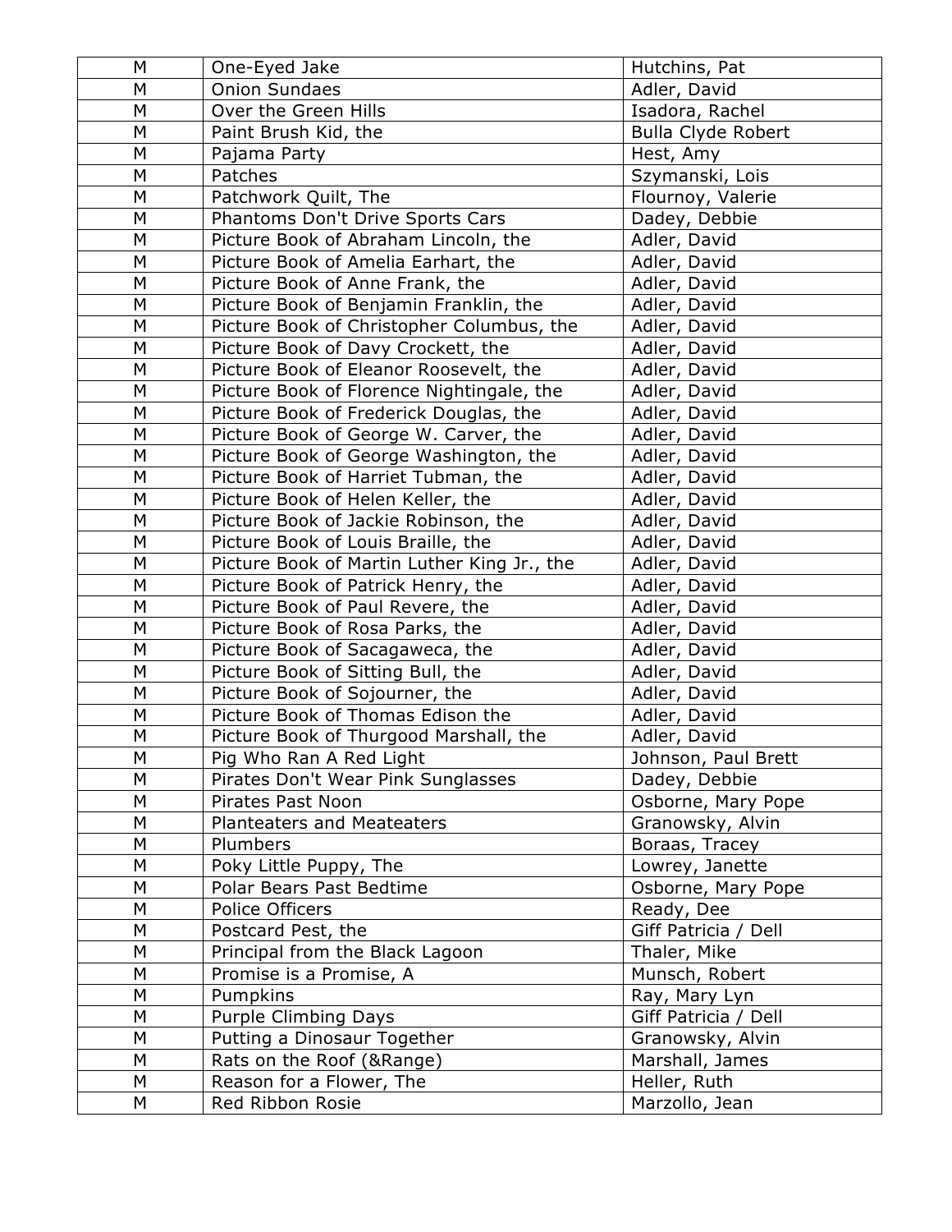| M | One-Eyed Jake | Hutchins, Pat |
|---|---|---|
| M | Onion Sundaes | Adler, David |
| M | Over the Green Hills | Isadora, Rachel |
| M | Paint Brush Kid, the | Bulla Clyde Robert |
| M | Pajama Party | Hest, Amy |
| M | Patches | Szymanski, Lois |
| M | Patchwork Quilt, The | Flournoy, Valerie |
| M | Phantoms Don't Drive Sports Cars | Dadey, Debbie |
| M | Picture Book of Abraham Lincoln, the | Adler, David |
| M | Picture Book of Amelia Earhart, the | Adler, David |
| M | Picture Book of Anne Frank, the | Adler, David |
| M | Picture Book of Benjamin Franklin, the | Adler, David |
| M | Picture Book of Christopher Columbus, the | Adler, David |
| M | Picture Book of Davy Crockett, the | Adler, David |
| M | Picture Book of Eleanor Roosevelt, the | Adler, David |
| M | Picture Book of Florence Nightingale, the | Adler, David |
| M | Picture Book of Frederick Douglas, the | Adler, David |
| M | Picture Book of George W. Carver, the | Adler, David |
| M | Picture Book of George Washington, the | Adler, David |
| M | Picture Book of Harriet Tubman, the | Adler, David |
| M | Picture Book of Helen Keller, the | Adler, David |
| M | Picture Book of Jackie Robinson, the | Adler, David |
| M | Picture Book of Louis Braille, the | Adler, David |
| M | Picture Book of Martin Luther King Jr., the | Adler, David |
| M | Picture Book of Patrick Henry, the | Adler, David |
| M | Picture Book of Paul Revere, the | Adler, David |
| M | Picture Book of Rosa Parks, the | Adler, David |
| M | Picture Book of Sacagaweca, the | Adler, David |
| M | Picture Book of Sitting Bull, the | Adler, David |
| M | Picture Book of Sojourner, the | Adler, David |
| M | Picture Book of Thomas Edison the | Adler, David |
| M | Picture Book of Thurgood Marshall, the | Adler, David |
| M | Pig Who Ran A Red Light | Johnson, Paul Brett |
| M | Pirates Don't Wear Pink Sunglasses | Dadey, Debbie |
| M | Pirates Past Noon | Osborne, Mary Pope |
| M | Planteaters and Meateaters | Granowsky, Alvin |
| M | Plumbers | Boraas, Tracey |
| M | Poky Little Puppy, The | Lowrey, Janette |
| M | Polar Bears Past Bedtime | Osborne, Mary Pope |
| M | Police Officers | Ready, Dee |
| M | Postcard Pest, the | Giff Patricia / Dell |
| M | Principal from the Black Lagoon | Thaler, Mike |
| M | Promise is a Promise, A | Munsch, Robert |
| M | Pumpkins | Ray, Mary Lyn |
| M | Purple Climbing Days | Giff Patricia / Dell |
| M | Putting a Dinosaur Together | Granowsky, Alvin |
| M | Rats on the Roof (&Range) | Marshall, James |
| M | Reason for a Flower, The | Heller, Ruth |
| M | Red Ribbon Rosie | Marzollo, Jean |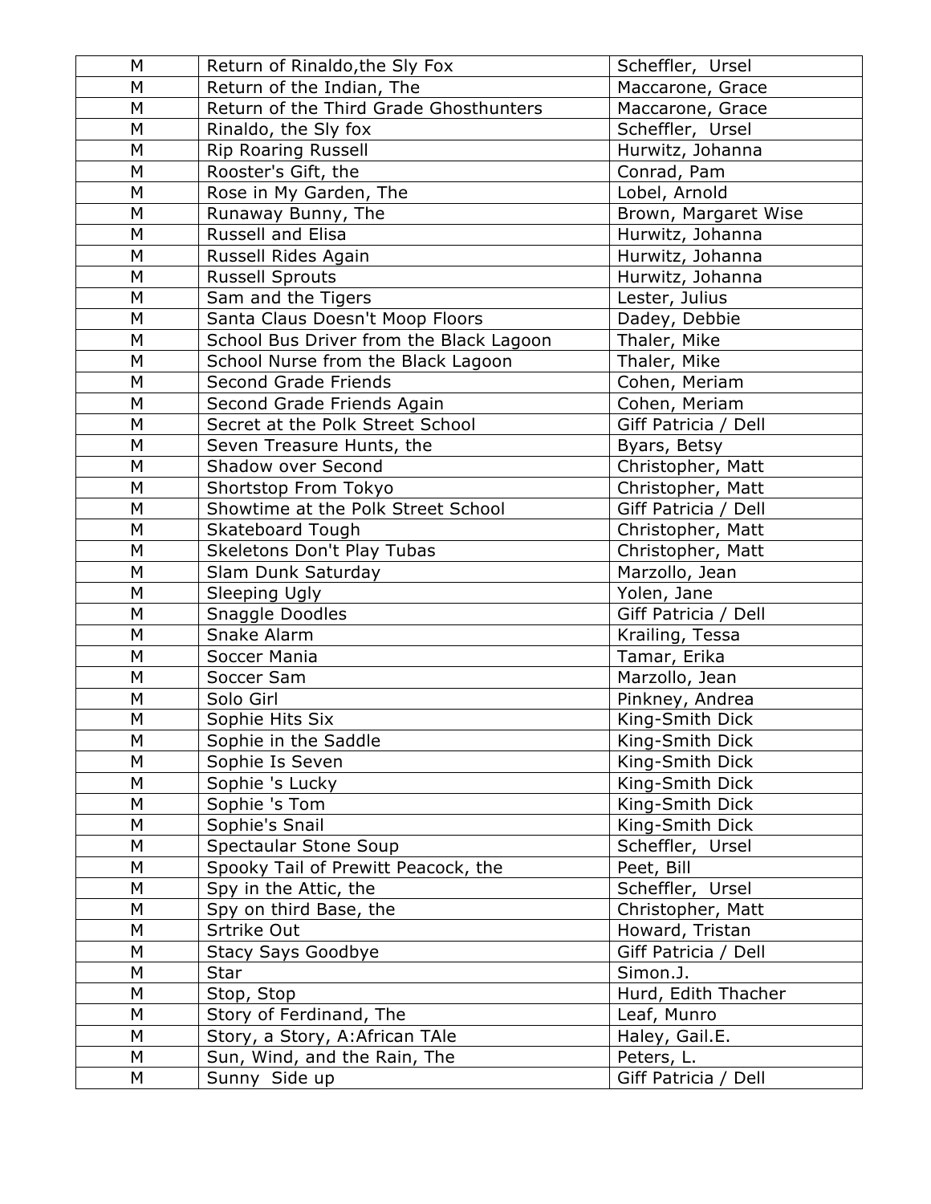| M | Return of Rinaldo,the Sly Fox | Scheffler, Ursel |
|---|---|---|
| M | Return of the Indian, The | Maccarone, Grace |
| M | Return of the Third Grade Ghosthunters | Maccarone, Grace |
| M | Rinaldo, the Sly fox | Scheffler, Ursel |
| M | Rip Roaring Russell | Hurwitz, Johanna |
| M | Rooster's Gift, the | Conrad, Pam |
| M | Rose in My Garden, The | Lobel, Arnold |
| M | Runaway Bunny, The | Brown, Margaret Wise |
| M | Russell and Elisa | Hurwitz, Johanna |
| M | Russell Rides Again | Hurwitz, Johanna |
| M | Russell Sprouts | Hurwitz, Johanna |
| M | Sam and the Tigers | Lester, Julius |
| M | Santa Claus Doesn't Moop Floors | Dadey, Debbie |
| M | School Bus Driver from the Black Lagoon | Thaler, Mike |
| M | School Nurse from the Black Lagoon | Thaler, Mike |
| M | Second Grade Friends | Cohen, Meriam |
| M | Second Grade Friends Again | Cohen, Meriam |
| M | Secret at the Polk Street School | Giff Patricia / Dell |
| M | Seven Treasure Hunts, the | Byars, Betsy |
| M | Shadow over Second | Christopher, Matt |
| M | Shortstop From Tokyo | Christopher, Matt |
| M | Showtime at the Polk Street School | Giff Patricia / Dell |
| M | Skateboard Tough | Christopher, Matt |
| M | Skeletons Don't Play Tubas | Christopher, Matt |
| M | Slam Dunk Saturday | Marzollo, Jean |
| M | Sleeping Ugly | Yolen, Jane |
| M | Snaggle Doodles | Giff Patricia / Dell |
| M | Snake Alarm | Krailing, Tessa |
| M | Soccer Mania | Tamar, Erika |
| M | Soccer Sam | Marzollo, Jean |
| M | Solo Girl | Pinkney, Andrea |
| M | Sophie Hits Six | King-Smith Dick |
| M | Sophie in the Saddle | King-Smith Dick |
| M | Sophie Is Seven | King-Smith Dick |
| M | Sophie 's Lucky | King-Smith Dick |
| M | Sophie 's Tom | King-Smith Dick |
| M | Sophie's Snail | King-Smith Dick |
| M | Spectaular Stone Soup | Scheffler, Ursel |
| M | Spooky Tail of Prewitt Peacock, the | Peet, Bill |
| M | Spy in the Attic, the | Scheffler, Ursel |
| M | Spy on third Base, the | Christopher, Matt |
| M | Srtrike Out | Howard, Tristan |
| M | Stacy Says Goodbye | Giff Patricia / Dell |
| M | Star | Simon.J. |
| M | Stop, Stop | Hurd, Edith Thacher |
| M | Story of Ferdinand, The | Leaf, Munro |
| M | Story, a Story, A:African TAle | Haley, Gail.E. |
| M | Sun, Wind, and the Rain, The | Peters, L. |
| M | Sunny Side up | Giff Patricia / Dell |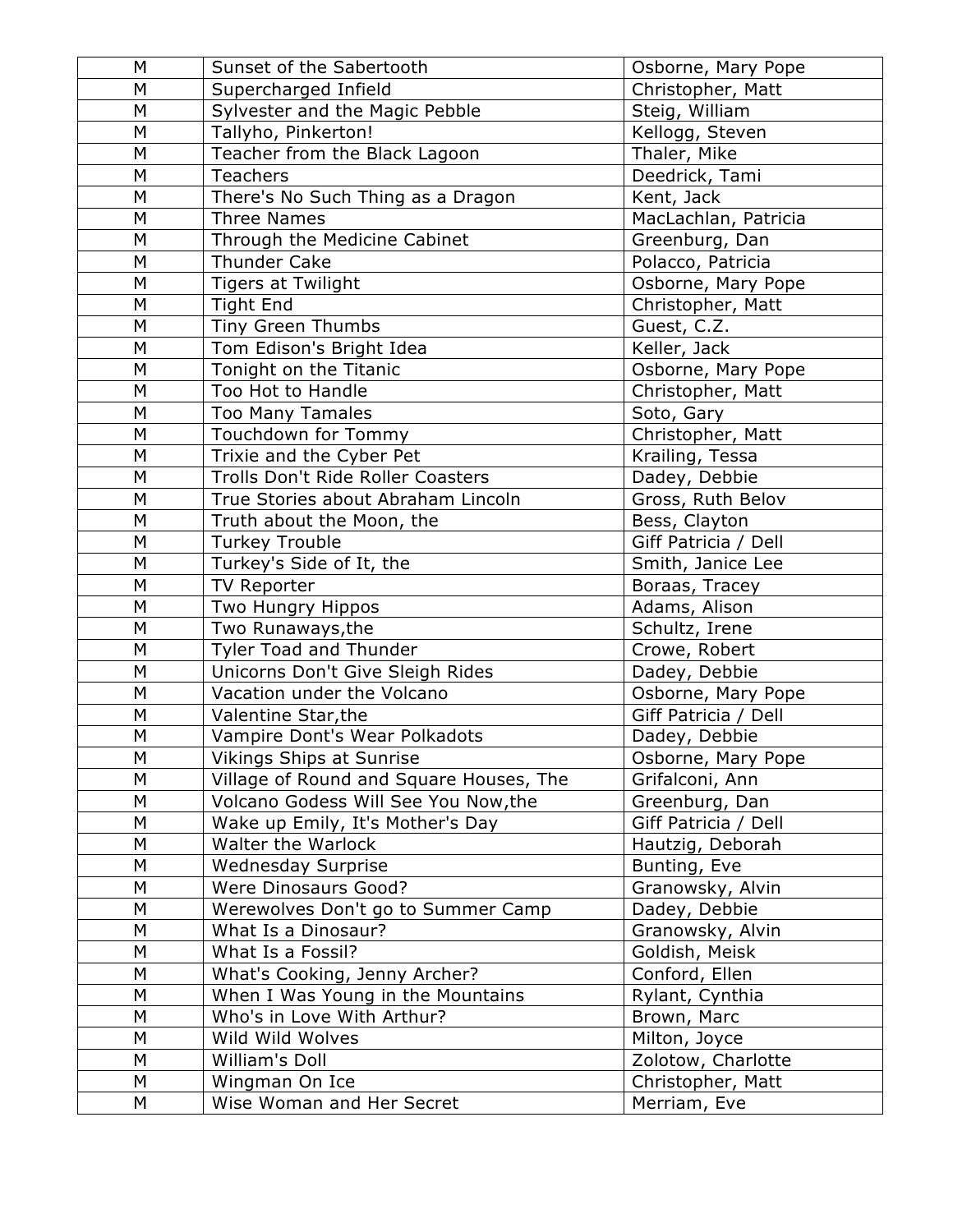| M | Sunset of the Sabertooth | Osborne, Mary Pope |
|---|---|---|
| M | Supercharged Infield | Christopher, Matt |
| M | Sylvester and the Magic Pebble | Steig, William |
| M | Tallyho, Pinkerton! | Kellogg, Steven |
| M | Teacher from the Black Lagoon | Thaler, Mike |
| M | Teachers | Deedrick, Tami |
| M | There's No Such Thing as a Dragon | Kent, Jack |
| M | Three Names | MacLachlan, Patricia |
| M | Through the Medicine Cabinet | Greenburg, Dan |
| M | Thunder Cake | Polacco, Patricia |
| M | Tigers at Twilight | Osborne, Mary Pope |
| M | Tight End | Christopher, Matt |
| M | Tiny Green Thumbs | Guest, C.Z. |
| M | Tom Edison's Bright Idea | Keller, Jack |
| M | Tonight on the Titanic | Osborne, Mary Pope |
| M | Too Hot to Handle | Christopher, Matt |
| M | Too Many Tamales | Soto, Gary |
| M | Touchdown for Tommy | Christopher, Matt |
| M | Trixie and the Cyber Pet | Krailing, Tessa |
| M | Trolls Don't Ride Roller Coasters | Dadey, Debbie |
| M | True Stories about Abraham Lincoln | Gross, Ruth Belov |
| M | Truth about the Moon, the | Bess, Clayton |
| M | Turkey Trouble | Giff Patricia / Dell |
| M | Turkey's Side of It, the | Smith, Janice Lee |
| M | TV Reporter | Boraas, Tracey |
| M | Two Hungry Hippos | Adams, Alison |
| M | Two Runaways,the | Schultz, Irene |
| M | Tyler Toad and Thunder | Crowe, Robert |
| M | Unicorns Don't Give Sleigh Rides | Dadey, Debbie |
| M | Vacation under the Volcano | Osborne, Mary Pope |
| M | Valentine Star,the | Giff Patricia / Dell |
| M | Vampire Dont's Wear Polkadots | Dadey, Debbie |
| M | Vikings Ships at Sunrise | Osborne, Mary Pope |
| M | Village of Round and Square Houses, The | Grifalconi, Ann |
| M | Volcano Godess Will See You Now,the | Greenburg, Dan |
| M | Wake up Emily, It's Mother's Day | Giff Patricia / Dell |
| M | Walter the Warlock | Hautzig, Deborah |
| M | Wednesday Surprise | Bunting, Eve |
| M | Were Dinosaurs Good? | Granowsky, Alvin |
| M | Werewolves Don't go to Summer Camp | Dadey, Debbie |
| M | What Is a Dinosaur? | Granowsky, Alvin |
| M | What Is a Fossil? | Goldish, Meisk |
| M | What's Cooking, Jenny Archer? | Conford, Ellen |
| M | When I Was Young in the Mountains | Rylant, Cynthia |
| M | Who's in Love With Arthur? | Brown, Marc |
| M | Wild Wild Wolves | Milton, Joyce |
| M | William's Doll | Zolotow, Charlotte |
| M | Wingman On Ice | Christopher, Matt |
| M | Wise Woman and Her Secret | Merriam, Eve |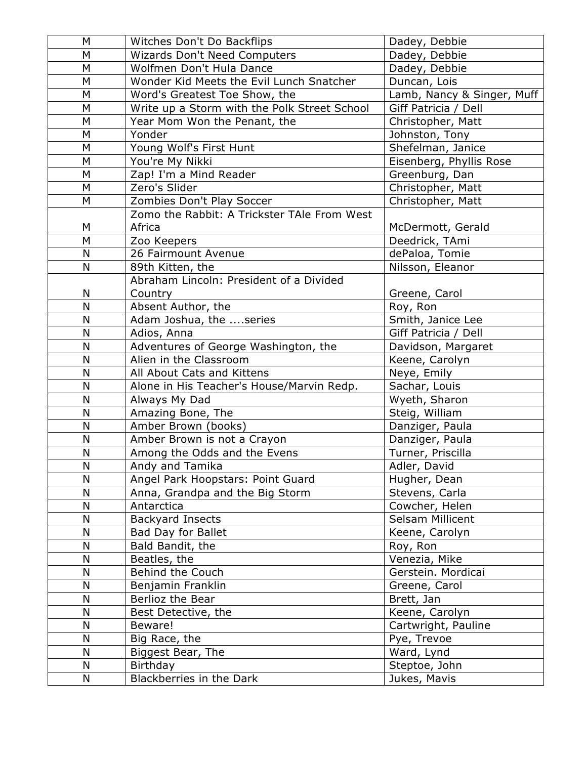| M | Witches Don't Do Backflips | Dadey, Debbie |
|---|---|---|
| M | Wizards Don't Need Computers | Dadey, Debbie |
| M | Wolfmen Don't Hula Dance | Dadey, Debbie |
| M | Wonder Kid Meets the Evil Lunch Snatcher | Duncan, Lois |
| M | Word's Greatest Toe Show, the | Lamb, Nancy & Singer, Muff |
| M | Write up a Storm with the Polk Street School | Giff Patricia / Dell |
| M | Year Mom Won the Penant, the | Christopher, Matt |
| M | Yonder | Johnston, Tony |
| M | Young Wolf's First Hunt | Shefelman, Janice |
| M | You're My Nikki | Eisenberg, Phyllis Rose |
| M | Zap! I'm a Mind Reader | Greenburg, Dan |
| M | Zero's Slider | Christopher, Matt |
| M | Zombies Don't Play Soccer | Christopher, Matt |
| M | Zomo the Rabbit: A Trickster TAle From West Africa | McDermott, Gerald |
| M | Zoo Keepers | Deedrick, TAmi |
| N | 26 Fairmount Avenue | dePaloa, Tomie |
| N | 89th Kitten, the | Nilsson, Eleanor |
| N | Abraham Lincoln: President of a Divided Country | Greene, Carol |
| N | Absent Author, the | Roy, Ron |
| N | Adam Joshua, the ....series | Smith, Janice Lee |
| N | Adios, Anna | Giff Patricia / Dell |
| N | Adventures of George Washington, the | Davidson, Margaret |
| N | Alien in the Classroom | Keene, Carolyn |
| N | All About Cats and Kittens | Neye, Emily |
| N | Alone in His Teacher's House/Marvin Redp. | Sachar, Louis |
| N | Always My Dad | Wyeth, Sharon |
| N | Amazing Bone, The | Steig, William |
| N | Amber Brown (books) | Danziger, Paula |
| N | Amber Brown is not a Crayon | Danziger, Paula |
| N | Among the Odds and the Evens | Turner, Priscilla |
| N | Andy and Tamika | Adler, David |
| N | Angel Park Hoopstars: Point Guard | Hugher, Dean |
| N | Anna, Grandpa and the Big Storm | Stevens, Carla |
| N | Antarctica | Cowcher, Helen |
| N | Backyard Insects | Selsam Millicent |
| N | Bad Day for Ballet | Keene, Carolyn |
| N | Bald Bandit, the | Roy, Ron |
| N | Beatles, the | Venezia, Mike |
| N | Behind the Couch | Gerstein. Mordicai |
| N | Benjamin Franklin | Greene, Carol |
| N | Berlioz the Bear | Brett, Jan |
| N | Best Detective, the | Keene, Carolyn |
| N | Beware! | Cartwright, Pauline |
| N | Big Race, the | Pye, Trevoe |
| N | Biggest Bear, The | Ward, Lynd |
| N | Birthday | Steptoe, John |
| N | Blackberries in the Dark | Jukes, Mavis |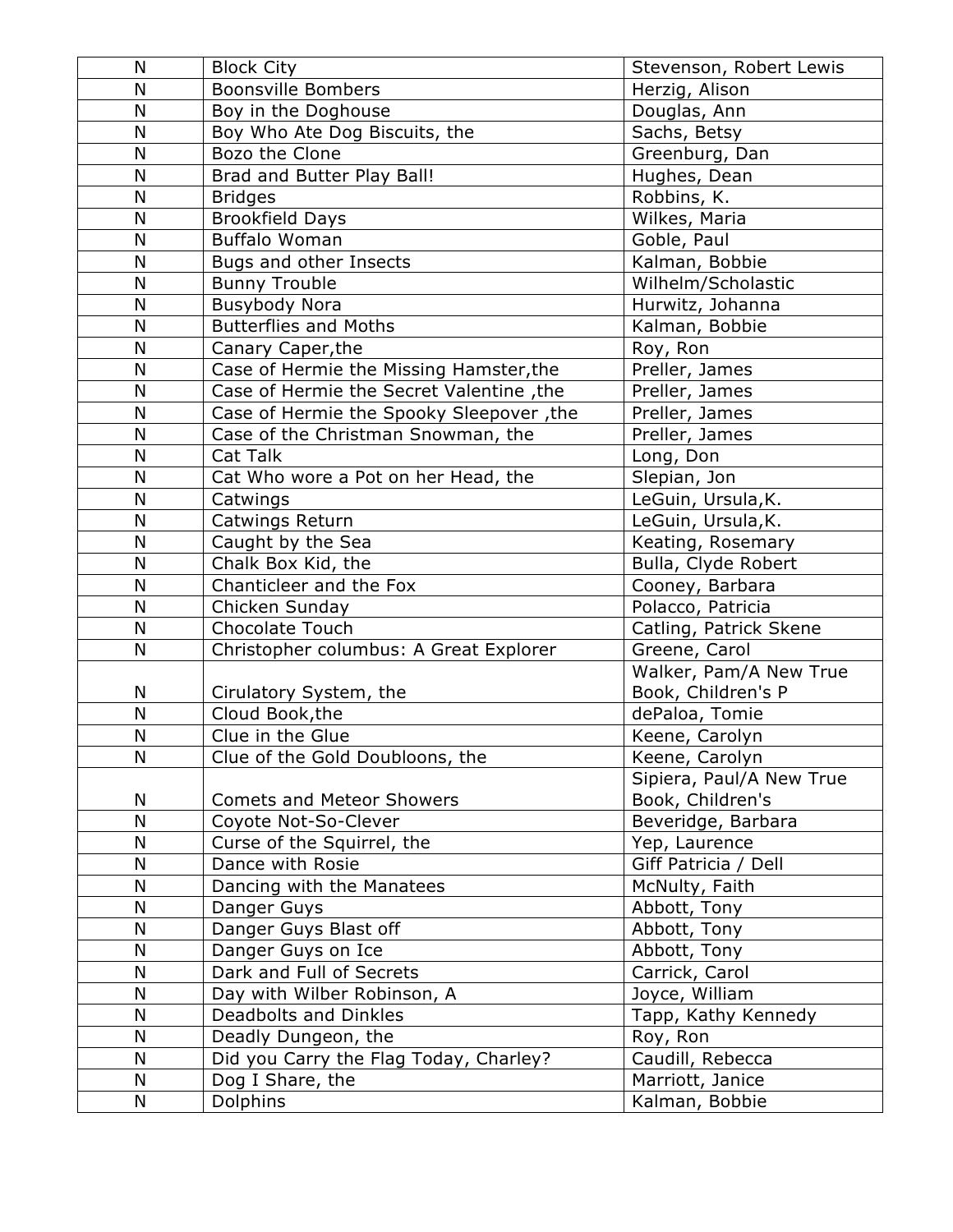| N | Block City | Stevenson, Robert Lewis |
|---|---|---|
| N | Boonsville Bombers | Herzig, Alison |
| N | Boy in the Doghouse | Douglas, Ann |
| N | Boy Who Ate Dog Biscuits, the | Sachs, Betsy |
| N | Bozo the Clone | Greenburg, Dan |
| N | Brad and Butter Play Ball! | Hughes, Dean |
| N | Bridges | Robbins, K. |
| N | Brookfield Days | Wilkes, Maria |
| N | Buffalo Woman | Goble, Paul |
| N | Bugs and other Insects | Kalman, Bobbie |
| N | Bunny Trouble | Wilhelm/Scholastic |
| N | Busybody Nora | Hurwitz, Johanna |
| N | Butterflies and Moths | Kalman, Bobbie |
| N | Canary Caper,the | Roy, Ron |
| N | Case of Hermie the Missing Hamster,the | Preller, James |
| N | Case of Hermie the Secret Valentine ,the | Preller, James |
| N | Case of Hermie the Spooky Sleepover ,the | Preller, James |
| N | Case of the Christman Snowman, the | Preller, James |
| N | Cat Talk | Long, Don |
| N | Cat Who wore a Pot on her Head, the | Slepian, Jon |
| N | Catwings | LeGuin, Ursula,K. |
| N | Catwings Return | LeGuin, Ursula,K. |
| N | Caught by the Sea | Keating, Rosemary |
| N | Chalk Box Kid, the | Bulla, Clyde Robert |
| N | Chanticleer and the Fox | Cooney, Barbara |
| N | Chicken Sunday | Polacco, Patricia |
| N | Chocolate Touch | Catling, Patrick Skene |
| N | Christopher columbus: A Great Explorer | Greene, Carol |
| N | Cirulatory System, the | Walker, Pam/A New True Book, Children's P |
| N | Cloud Book,the | dePaloa, Tomie |
| N | Clue in the Glue | Keene, Carolyn |
| N | Clue of the Gold Doubloons, the | Keene, Carolyn |
| N | Comets and Meteor Showers | Sipiera, Paul/A New True Book, Children's |
| N | Coyote Not-So-Clever | Beveridge, Barbara |
| N | Curse of the Squirrel, the | Yep, Laurence |
| N | Dance with Rosie | Giff Patricia / Dell |
| N | Dancing with the Manatees | McNulty, Faith |
| N | Danger Guys | Abbott, Tony |
| N | Danger Guys Blast off | Abbott, Tony |
| N | Danger Guys on Ice | Abbott, Tony |
| N | Dark and Full of Secrets | Carrick, Carol |
| N | Day with Wilber Robinson, A | Joyce, William |
| N | Deadbolts and Dinkles | Tapp, Kathy Kennedy |
| N | Deadly Dungeon, the | Roy, Ron |
| N | Did you Carry the Flag Today, Charley? | Caudill, Rebecca |
| N | Dog I Share, the | Marriott, Janice |
| N | Dolphins | Kalman, Bobbie |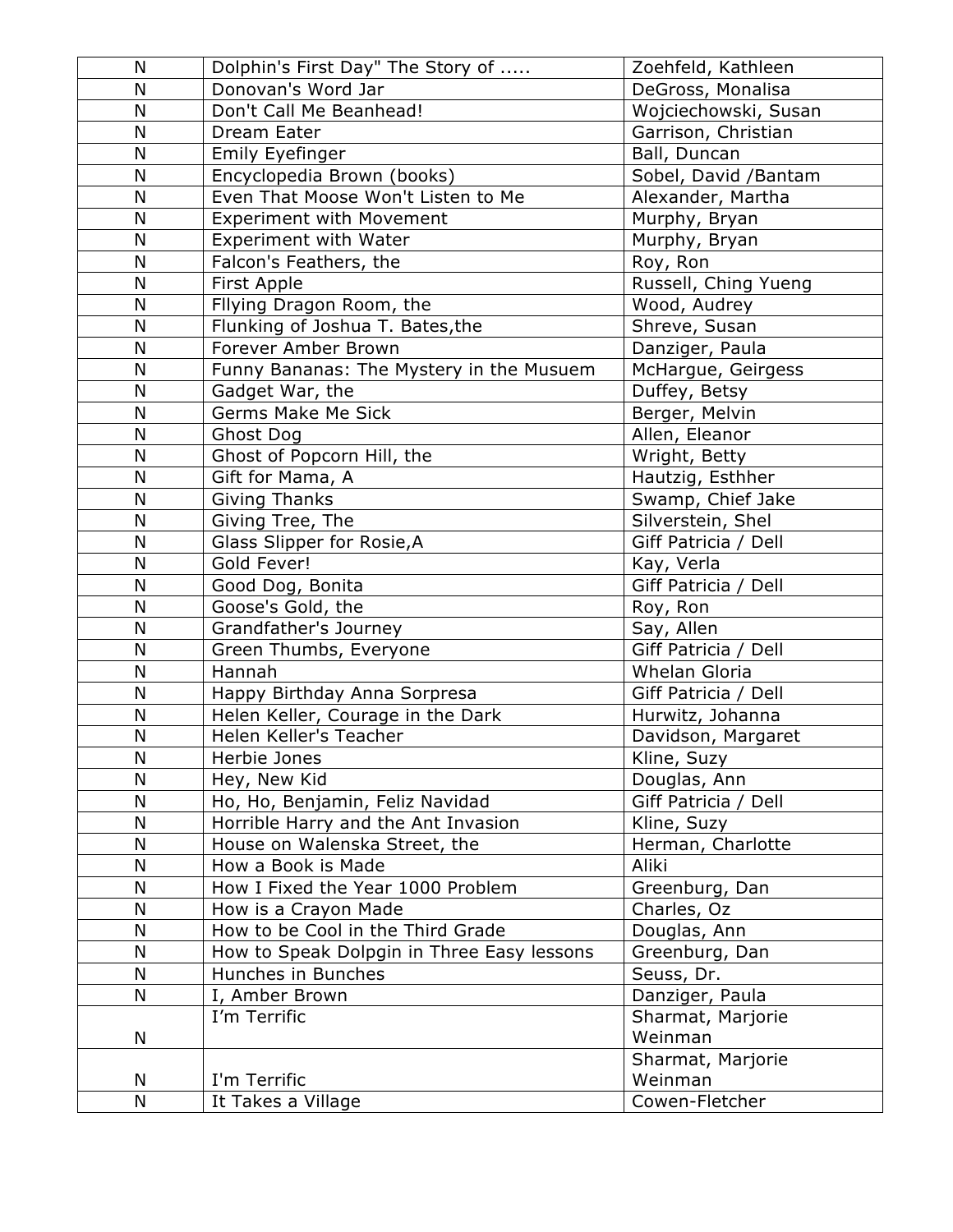| N | Dolphin's First Day" The Story of ..... | Zoehfeld, Kathleen |
|---|---|---|
| N | Donovan's Word Jar | DeGross, Monalisa |
| N | Don't Call Me Beanhead! | Wojciechowski, Susan |
| N | Dream Eater | Garrison, Christian |
| N | Emily Eyefinger | Ball, Duncan |
| N | Encyclopedia Brown (books) | Sobel, David /Bantam |
| N | Even That Moose Won't Listen to Me | Alexander, Martha |
| N | Experiment with Movement | Murphy, Bryan |
| N | Experiment with Water | Murphy, Bryan |
| N | Falcon's Feathers, the | Roy, Ron |
| N | First Apple | Russell, Ching Yueng |
| N | Fllying Dragon Room, the | Wood, Audrey |
| N | Flunking of Joshua T. Bates,the | Shreve, Susan |
| N | Forever Amber Brown | Danziger, Paula |
| N | Funny Bananas: The Mystery in the Musuem | McHargue, Geirgess |
| N | Gadget War, the | Duffey, Betsy |
| N | Germs Make Me Sick | Berger, Melvin |
| N | Ghost Dog | Allen, Eleanor |
| N | Ghost of Popcorn Hill, the | Wright, Betty |
| N | Gift for Mama, A | Hautzig, Esthher |
| N | Giving Thanks | Swamp, Chief Jake |
| N | Giving Tree, The | Silverstein, Shel |
| N | Glass Slipper for Rosie,A | Giff Patricia / Dell |
| N | Gold Fever! | Kay, Verla |
| N | Good Dog, Bonita | Giff Patricia / Dell |
| N | Goose's Gold, the | Roy, Ron |
| N | Grandfather's Journey | Say, Allen |
| N | Green Thumbs, Everyone | Giff Patricia / Dell |
| N | Hannah | Whelan Gloria |
| N | Happy Birthday Anna Sorpresa | Giff Patricia / Dell |
| N | Helen Keller, Courage in the Dark | Hurwitz, Johanna |
| N | Helen Keller's Teacher | Davidson, Margaret |
| N | Herbie Jones | Kline, Suzy |
| N | Hey, New Kid | Douglas, Ann |
| N | Ho, Ho, Benjamin, Feliz Navidad | Giff Patricia / Dell |
| N | Horrible Harry and the Ant Invasion | Kline, Suzy |
| N | House on Walenska Street, the | Herman, Charlotte |
| N | How a Book is Made | Aliki |
| N | How I Fixed the Year 1000 Problem | Greenburg, Dan |
| N | How is a Crayon Made | Charles, Oz |
| N | How to be Cool in the Third Grade | Douglas, Ann |
| N | How to Speak Dolpgin in Three Easy lessons | Greenburg, Dan |
| N | Hunches in Bunches | Seuss, Dr. |
| N | I, Amber Brown | Danziger, Paula |
| N | I’m Terrific | Sharmat, Marjorie Weinman |
| N | I'm Terrific | Sharmat, Marjorie Weinman |
| N | It Takes a Village | Cowen-Fletcher |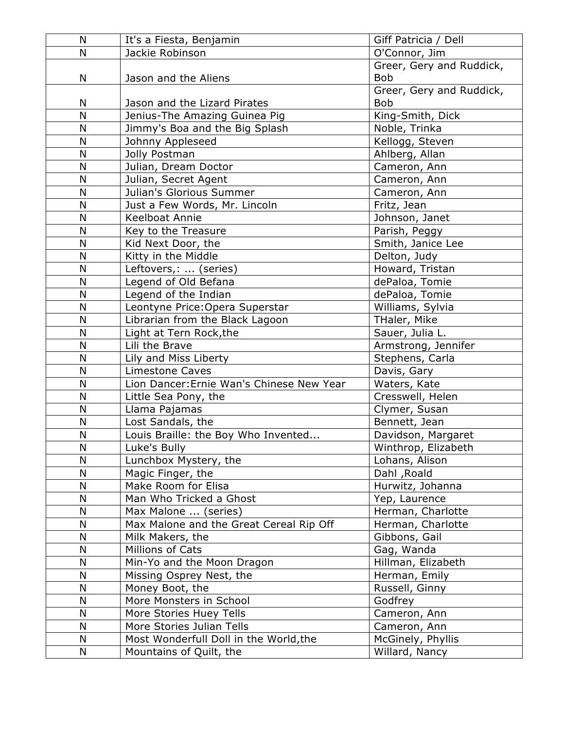| N | It's a Fiesta, Benjamin | Giff Patricia / Dell |
|---|---|---|
| N | Jackie Robinson | O'Connor, Jim |
| N | Jason and the Aliens | Greer, Gery and Ruddick, Bob |
| N | Jason and the Lizard Pirates | Greer, Gery and Ruddick, Bob |
| N | Jenius-The Amazing Guinea Pig | King-Smith, Dick |
| N | Jimmy's Boa and the Big Splash | Noble, Trinka |
| N | Johnny Appleseed | Kellogg, Steven |
| N | Jolly Postman | Ahlberg, Allan |
| N | Julian, Dream Doctor | Cameron, Ann |
| N | Julian, Secret Agent | Cameron, Ann |
| N | Julian's Glorious Summer | Cameron, Ann |
| N | Just a Few Words, Mr. Lincoln | Fritz, Jean |
| N | Keelboat Annie | Johnson, Janet |
| N | Key to the Treasure | Parish, Peggy |
| N | Kid Next Door, the | Smith, Janice Lee |
| N | Kitty in the Middle | Delton, Judy |
| N | Leftovers,: ... (series) | Howard, Tristan |
| N | Legend of Old Befana | dePaloa, Tomie |
| N | Legend of the Indian | dePaloa, Tomie |
| N | Leontyne Price:Opera Superstar | Williams, Sylvia |
| N | Librarian from the Black Lagoon | THaler, Mike |
| N | Light at Tern Rock,the | Sauer, Julia L. |
| N | Lili the Brave | Armstrong, Jennifer |
| N | Lily and Miss Liberty | Stephens, Carla |
| N | Limestone Caves | Davis, Gary |
| N | Lion Dancer:Ernie Wan's Chinese New Year | Waters, Kate |
| N | Little Sea Pony, the | Cresswell, Helen |
| N | Llama Pajamas | Clymer, Susan |
| N | Lost Sandals, the | Bennett, Jean |
| N | Louis Braille: the Boy Who Invented... | Davidson, Margaret |
| N | Luke's Bully | Winthrop, Elizabeth |
| N | Lunchbox Mystery, the | Lohans, Alison |
| N | Magic Finger, the | Dahl ,Roald |
| N | Make Room for Elisa | Hurwitz, Johanna |
| N | Man Who Tricked a Ghost | Yep, Laurence |
| N | Max Malone ... (series) | Herman, Charlotte |
| N | Max Malone and the Great Cereal Rip Off | Herman, Charlotte |
| N | Milk Makers, the | Gibbons, Gail |
| N | Millions of Cats | Gag, Wanda |
| N | Min-Yo and the Moon Dragon | Hillman, Elizabeth |
| N | Missing Osprey Nest, the | Herman, Emily |
| N | Money Boot, the | Russell, Ginny |
| N | More Monsters in School | Godfrey |
| N | More Stories Huey Tells | Cameron, Ann |
| N | More Stories Julian Tells | Cameron, Ann |
| N | Most Wonderfull Doll in the World,the | McGinely, Phyllis |
| N | Mountains of Quilt, the | Willard, Nancy |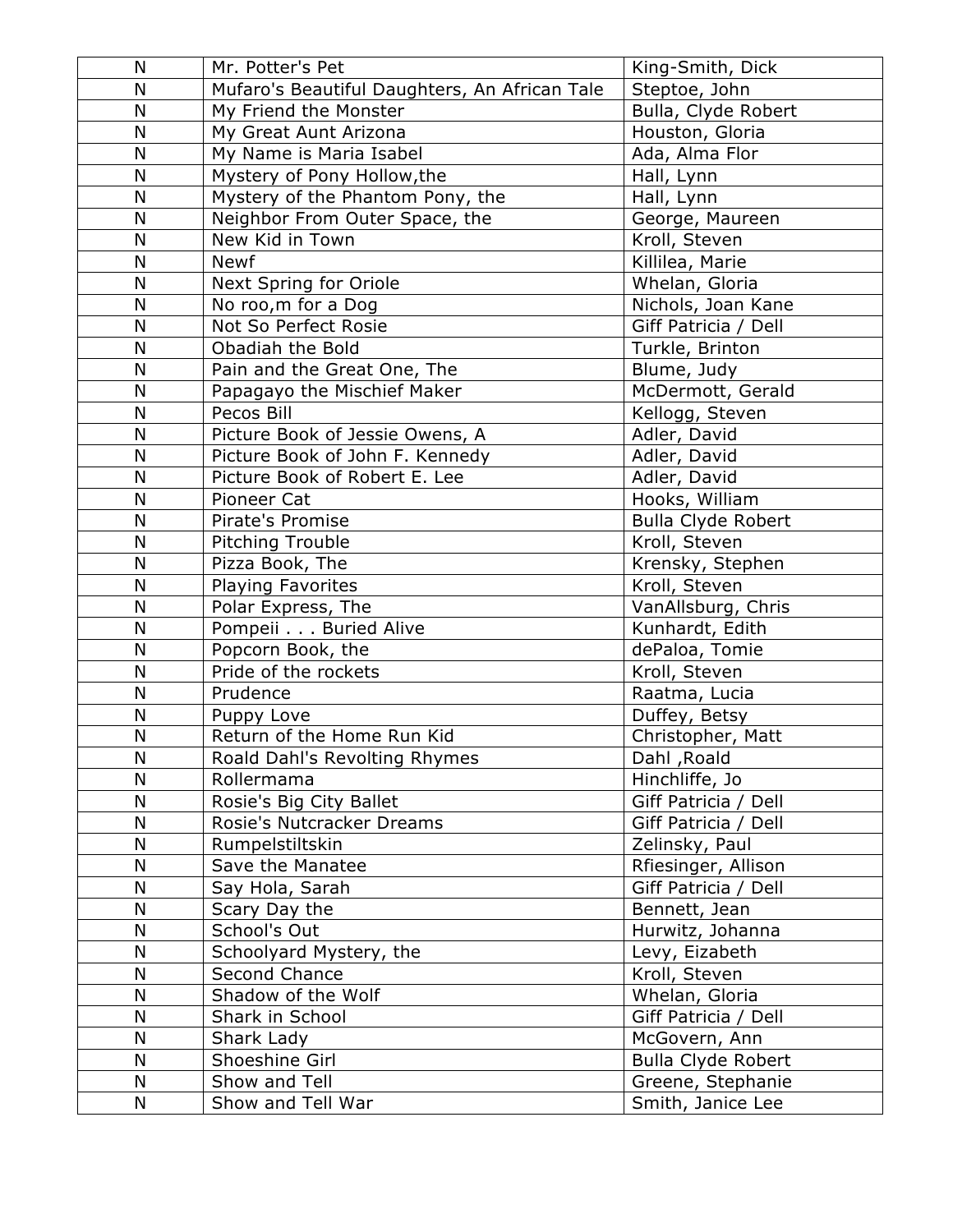| N | Mr. Potter's Pet | King-Smith, Dick |
|---|---|---|
| N | Mufaro's Beautiful Daughters, An African Tale | Steptoe, John |
| N | My Friend the Monster | Bulla, Clyde Robert |
| N | My Great Aunt Arizona | Houston, Gloria |
| N | My Name is Maria Isabel | Ada, Alma Flor |
| N | Mystery of Pony Hollow,the | Hall, Lynn |
| N | Mystery of the Phantom Pony, the | Hall, Lynn |
| N | Neighbor From Outer Space, the | George, Maureen |
| N | New Kid in Town | Kroll, Steven |
| N | Newf | Killilea, Marie |
| N | Next Spring for Oriole | Whelan, Gloria |
| N | No roo,m for a Dog | Nichols, Joan Kane |
| N | Not So Perfect Rosie | Giff Patricia / Dell |
| N | Obadiah the Bold | Turkle, Brinton |
| N | Pain and the Great One, The | Blume, Judy |
| N | Papagayo the Mischief Maker | McDermott, Gerald |
| N | Pecos Bill | Kellogg, Steven |
| N | Picture Book of Jessie Owens, A | Adler, David |
| N | Picture Book of John F. Kennedy | Adler, David |
| N | Picture Book of Robert E. Lee | Adler, David |
| N | Pioneer Cat | Hooks, William |
| N | Pirate's Promise | Bulla Clyde Robert |
| N | Pitching Trouble | Kroll, Steven |
| N | Pizza Book, The | Krensky, Stephen |
| N | Playing Favorites | Kroll, Steven |
| N | Polar Express, The | VanAllsburg, Chris |
| N | Pompeii . . . Buried Alive | Kunhardt, Edith |
| N | Popcorn Book, the | dePaloa, Tomie |
| N | Pride of the rockets | Kroll, Steven |
| N | Prudence | Raatma, Lucia |
| N | Puppy Love | Duffey, Betsy |
| N | Return of the Home Run Kid | Christopher, Matt |
| N | Roald Dahl's Revolting Rhymes | Dahl ,Roald |
| N | Rollermama | Hinchliffe, Jo |
| N | Rosie's Big City Ballet | Giff Patricia / Dell |
| N | Rosie's Nutcracker Dreams | Giff Patricia / Dell |
| N | Rumpelstiltskin | Zelinsky, Paul |
| N | Save the Manatee | Rfiesinger, Allison |
| N | Say Hola, Sarah | Giff Patricia / Dell |
| N | Scary Day the | Bennett, Jean |
| N | School's Out | Hurwitz, Johanna |
| N | Schoolyard Mystery, the | Levy, Eizabeth |
| N | Second Chance | Kroll, Steven |
| N | Shadow of the Wolf | Whelan, Gloria |
| N | Shark in School | Giff Patricia / Dell |
| N | Shark Lady | McGovern, Ann |
| N | Shoeshine Girl | Bulla Clyde Robert |
| N | Show and Tell | Greene, Stephanie |
| N | Show and Tell War | Smith, Janice Lee |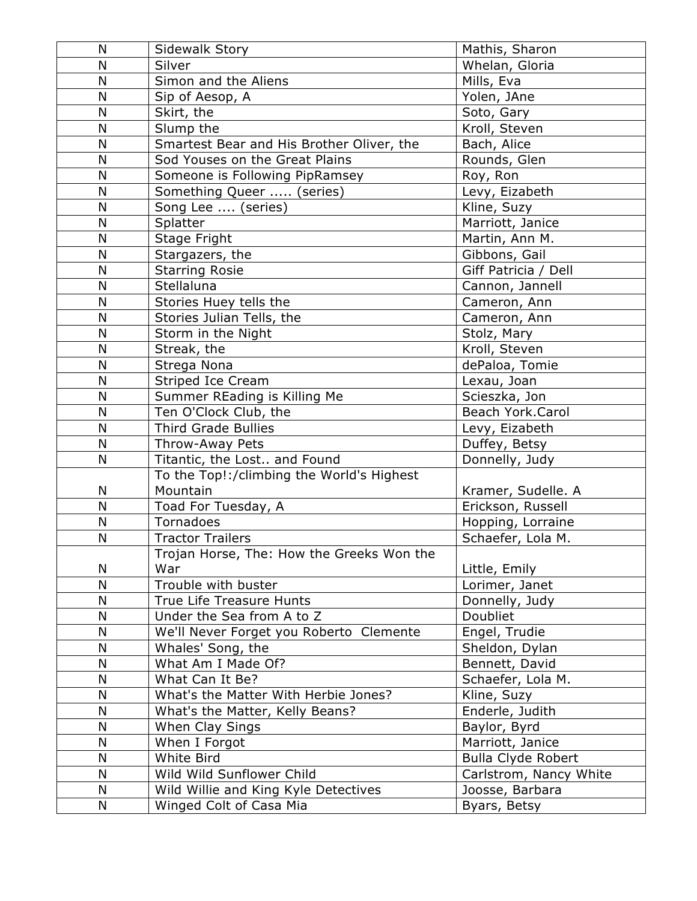| N | Sidewalk Story | Mathis, Sharon |
|---|---|---|
| N | Silver | Whelan, Gloria |
| N | Simon and the Aliens | Mills, Eva |
| N | Sip of Aesop, A | Yolen, JAne |
| N | Skirt, the | Soto, Gary |
| N | Slump the | Kroll, Steven |
| N | Smartest Bear and His Brother Oliver, the | Bach, Alice |
| N | Sod Youses on the Great Plains | Rounds, Glen |
| N | Someone is Following PipRamsey | Roy, Ron |
| N | Something Queer ..... (series) | Levy, Eizabeth |
| N | Song Lee .... (series) | Kline, Suzy |
| N | Splatter | Marriott, Janice |
| N | Stage Fright | Martin, Ann M. |
| N | Stargazers, the | Gibbons, Gail |
| N | Starring Rosie | Giff Patricia / Dell |
| N | Stellaluna | Cannon, Jannell |
| N | Stories Huey tells the | Cameron, Ann |
| N | Stories Julian Tells, the | Cameron, Ann |
| N | Storm in the Night | Stolz, Mary |
| N | Streak, the | Kroll, Steven |
| N | Strega Nona | dePaloa, Tomie |
| N | Striped Ice Cream | Lexau, Joan |
| N | Summer REading is Killing Me | Scieszka, Jon |
| N | Ten O'Clock Club, the | Beach York.Carol |
| N | Third Grade Bullies | Levy, Eizabeth |
| N | Throw-Away Pets | Duffey, Betsy |
| N | Titantic, the Lost.. and Found | Donnelly, Judy |
| N | To the Top!:/climbing the World's Highest Mountain | Kramer, Sudelle. A |
| N | Toad For Tuesday, A | Erickson, Russell |
| N | Tornadoes | Hopping, Lorraine |
| N | Tractor Trailers | Schaefer, Lola M. |
| N | Trojan Horse, The: How the Greeks Won the War | Little, Emily |
| N | Trouble with buster | Lorimer, Janet |
| N | True Life Treasure Hunts | Donnelly, Judy |
| N | Under the Sea from A to Z | Doubliet |
| N | We'll Never Forget you Roberto  Clemente | Engel, Trudie |
| N | Whales' Song, the | Sheldon, Dylan |
| N | What Am I Made Of? | Bennett, David |
| N | What Can It Be? | Schaefer, Lola M. |
| N | What's the Matter With Herbie Jones? | Kline, Suzy |
| N | What's the Matter, Kelly Beans? | Enderle, Judith |
| N | When Clay Sings | Baylor, Byrd |
| N | When I Forgot | Marriott, Janice |
| N | White Bird | Bulla Clyde Robert |
| N | Wild Wild Sunflower Child | Carlstrom, Nancy White |
| N | Wild Willie and King Kyle Detectives | Joosse, Barbara |
| N | Winged Colt of Casa Mia | Byars, Betsy |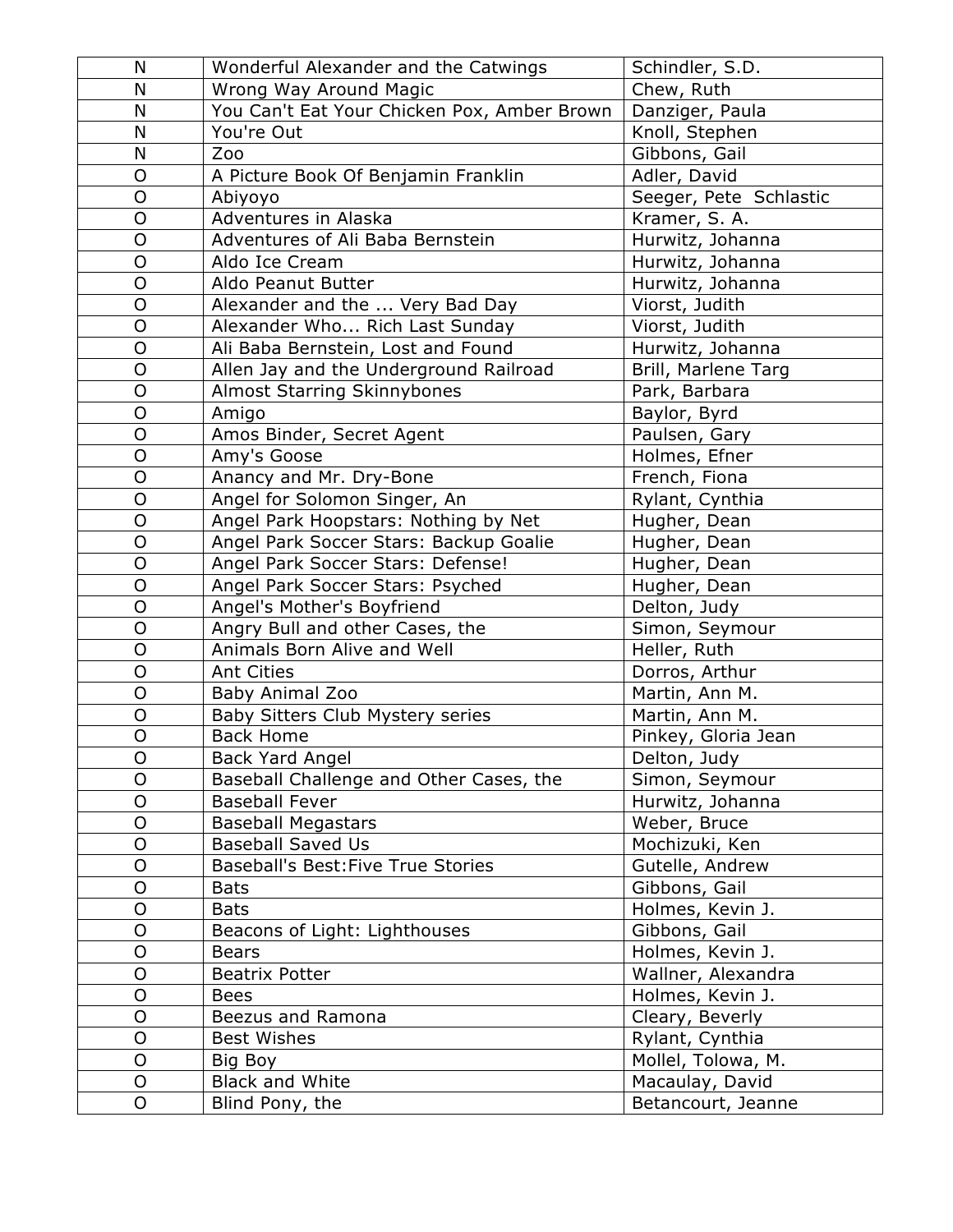| N | Wonderful Alexander and the Catwings | Schindler, S.D. |
|---|---|---|
| N | Wrong Way Around Magic | Chew, Ruth |
| N | You Can't Eat Your Chicken Pox, Amber Brown | Danziger, Paula |
| N | You're Out | Knoll, Stephen |
| N | Zoo | Gibbons, Gail |
| O | A Picture Book Of Benjamin Franklin | Adler, David |
| O | Abiyoyo | Seeger, Pete  Schlastic |
| O | Adventures in Alaska | Kramer, S. A. |
| O | Adventures of Ali Baba Bernstein | Hurwitz, Johanna |
| O | Aldo Ice Cream | Hurwitz, Johanna |
| O | Aldo Peanut Butter | Hurwitz, Johanna |
| O | Alexander and the ... Very Bad Day | Viorst, Judith |
| O | Alexander Who... Rich Last Sunday | Viorst, Judith |
| O | Ali Baba Bernstein, Lost and Found | Hurwitz, Johanna |
| O | Allen Jay and the Underground Railroad | Brill, Marlene Targ |
| O | Almost Starring Skinnybones | Park, Barbara |
| O | Amigo | Baylor, Byrd |
| O | Amos Binder, Secret Agent | Paulsen, Gary |
| O | Amy's Goose | Holmes, Efner |
| O | Anancy and Mr. Dry-Bone | French, Fiona |
| O | Angel for Solomon Singer, An | Rylant, Cynthia |
| O | Angel Park Hoopstars: Nothing by Net | Hugher, Dean |
| O | Angel Park Soccer Stars: Backup Goalie | Hugher, Dean |
| O | Angel Park Soccer Stars: Defense! | Hugher, Dean |
| O | Angel Park Soccer Stars: Psyched | Hugher, Dean |
| O | Angel's Mother's Boyfriend | Delton, Judy |
| O | Angry Bull and other Cases, the | Simon, Seymour |
| O | Animals Born Alive and Well | Heller, Ruth |
| O | Ant Cities | Dorros, Arthur |
| O | Baby Animal Zoo | Martin, Ann M. |
| O | Baby Sitters Club Mystery series | Martin, Ann M. |
| O | Back Home | Pinkey, Gloria Jean |
| O | Back Yard Angel | Delton, Judy |
| O | Baseball Challenge and Other Cases, the | Simon, Seymour |
| O | Baseball Fever | Hurwitz, Johanna |
| O | Baseball Megastars | Weber, Bruce |
| O | Baseball Saved Us | Mochizuki, Ken |
| O | Baseball's Best:Five True Stories | Gutelle, Andrew |
| O | Bats | Gibbons, Gail |
| O | Bats | Holmes, Kevin J. |
| O | Beacons of Light: Lighthouses | Gibbons, Gail |
| O | Bears | Holmes, Kevin J. |
| O | Beatrix Potter | Wallner, Alexandra |
| O | Bees | Holmes, Kevin J. |
| O | Beezus and Ramona | Cleary, Beverly |
| O | Best Wishes | Rylant, Cynthia |
| O | Big Boy | Mollel, Tolowa, M. |
| O | Black and White | Macaulay, David |
| O | Blind Pony, the | Betancourt, Jeanne |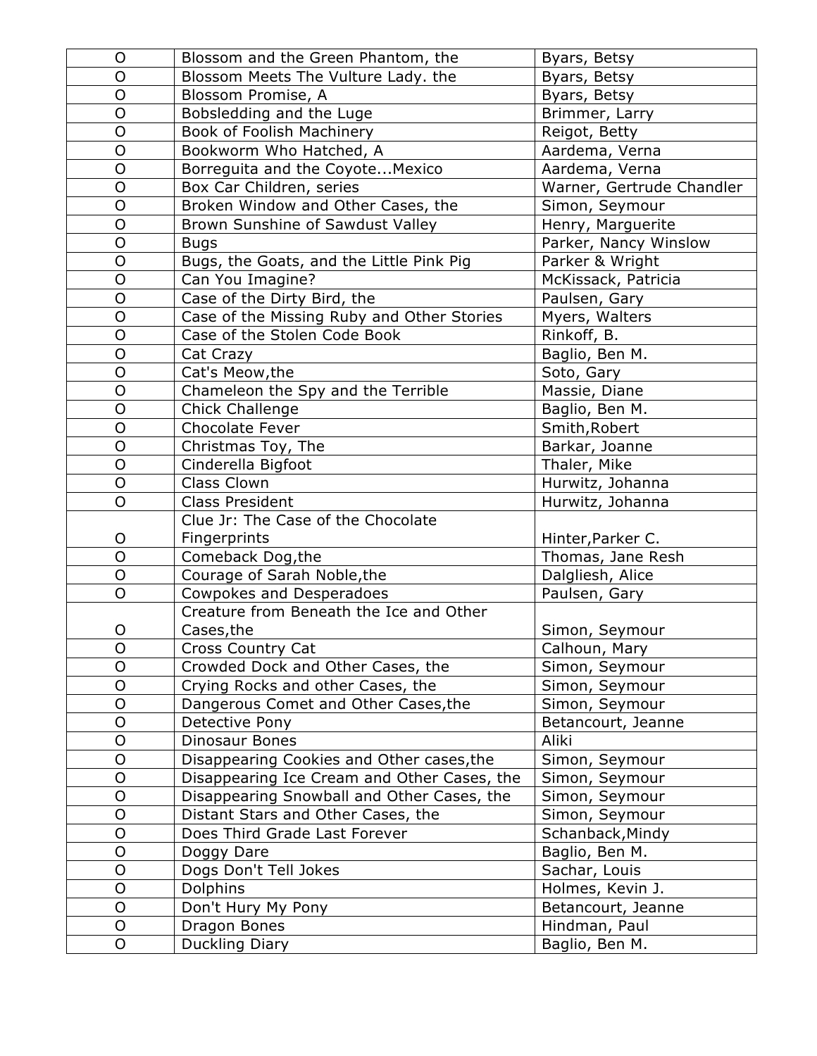| O | Blossom and the Green Phantom, the | Byars, Betsy |
|---|---|---|
| O | Blossom Meets The Vulture Lady. the | Byars, Betsy |
| O | Blossom Promise, A | Byars, Betsy |
| O | Bobsledding and the Luge | Brimmer, Larry |
| O | Book of Foolish Machinery | Reigot, Betty |
| O | Bookworm Who Hatched, A | Aardema, Verna |
| O | Borreguita and the Coyote...Mexico | Aardema, Verna |
| O | Box Car Children, series | Warner, Gertrude Chandler |
| O | Broken Window and Other Cases, the | Simon, Seymour |
| O | Brown Sunshine of Sawdust Valley | Henry, Marguerite |
| O | Bugs | Parker, Nancy Winslow |
| O | Bugs, the Goats, and the Little Pink Pig | Parker & Wright |
| O | Can You Imagine? | McKissack, Patricia |
| O | Case of the Dirty Bird, the | Paulsen, Gary |
| O | Case of the Missing Ruby and Other Stories | Myers, Walters |
| O | Case of the Stolen Code Book | Rinkoff, B. |
| O | Cat Crazy | Baglio, Ben M. |
| O | Cat's Meow,the | Soto, Gary |
| O | Chameleon the Spy and the Terrible | Massie, Diane |
| O | Chick Challenge | Baglio, Ben M. |
| O | Chocolate Fever | Smith,Robert |
| O | Christmas Toy, The | Barkar, Joanne |
| O | Cinderella Bigfoot | Thaler, Mike |
| O | Class Clown | Hurwitz, Johanna |
| O | Class President | Hurwitz, Johanna |
| O | Clue Jr: The Case of the Chocolate Fingerprints | Hinter,Parker C. |
| O | Comeback Dog,the | Thomas, Jane Resh |
| O | Courage of Sarah Noble,the | Dalgliesh, Alice |
| O | Cowpokes and Desperadoes | Paulsen, Gary |
| O | Creature from Beneath the Ice and Other Cases,the | Simon, Seymour |
| O | Cross Country Cat | Calhoun, Mary |
| O | Crowded Dock and Other Cases, the | Simon, Seymour |
| O | Crying Rocks and other Cases, the | Simon, Seymour |
| O | Dangerous Comet and Other Cases,the | Simon, Seymour |
| O | Detective Pony | Betancourt, Jeanne |
| O | Dinosaur Bones | Aliki |
| O | Disappearing Cookies and Other cases,the | Simon, Seymour |
| O | Disappearing Ice Cream and Other Cases, the | Simon, Seymour |
| O | Disappearing Snowball and Other Cases, the | Simon, Seymour |
| O | Distant Stars and Other Cases, the | Simon, Seymour |
| O | Does Third Grade Last Forever | Schanback,Mindy |
| O | Doggy Dare | Baglio, Ben M. |
| O | Dogs Don't Tell Jokes | Sachar, Louis |
| O | Dolphins | Holmes, Kevin J. |
| O | Don't Hury My Pony | Betancourt, Jeanne |
| O | Dragon Bones | Hindman, Paul |
| O | Duckling Diary | Baglio, Ben M. |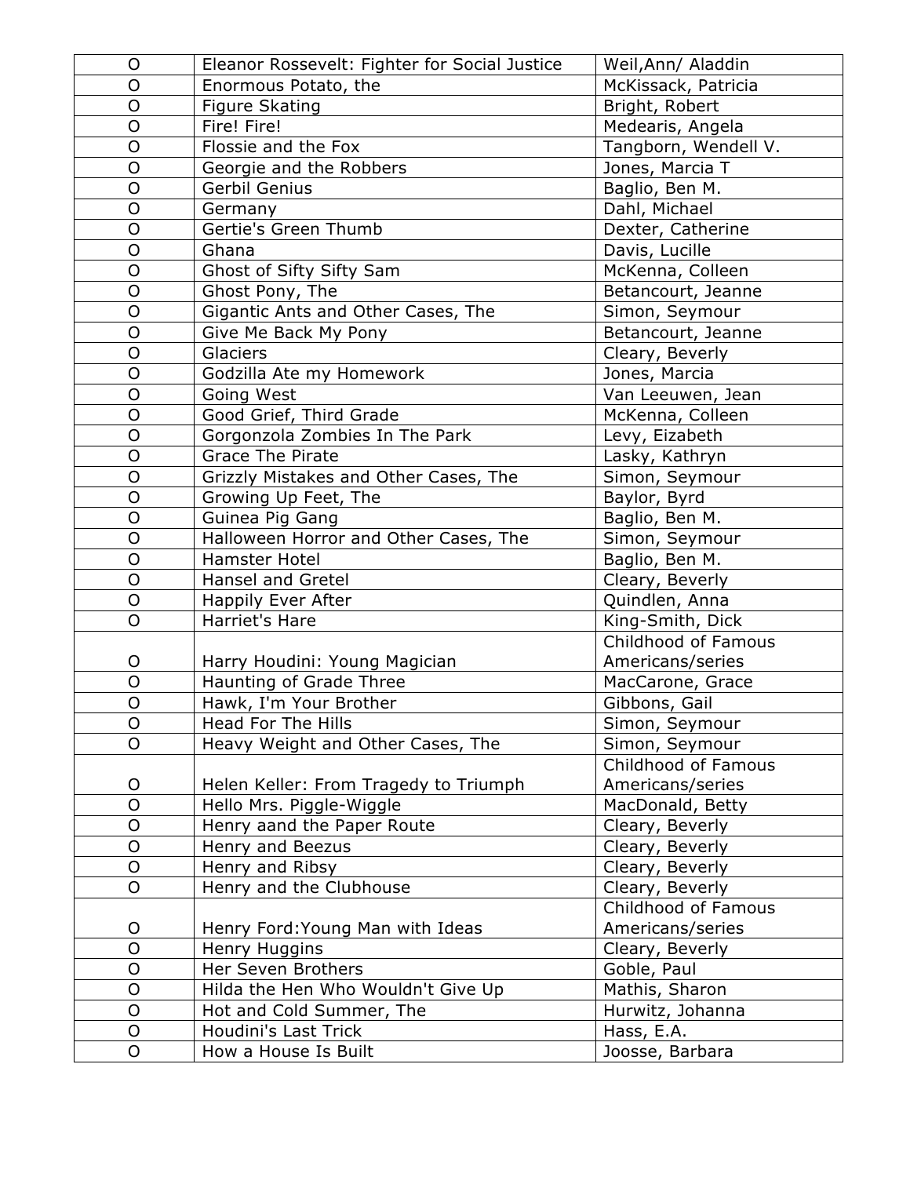| O | Eleanor Rossevelt: Fighter for Social Justice | Weil,Ann/ Aladdin |
|---|---|---|
| O | Enormous Potato, the | McKissack, Patricia |
| O | Figure Skating | Bright, Robert |
| O | Fire! Fire! | Medearis, Angela |
| O | Flossie and the Fox | Tangborn, Wendell V. |
| O | Georgie and the Robbers | Jones, Marcia T |
| O | Gerbil Genius | Baglio, Ben M. |
| O | Germany | Dahl, Michael |
| O | Gertie's Green Thumb | Dexter, Catherine |
| O | Ghana | Davis, Lucille |
| O | Ghost of Sifty Sifty Sam | McKenna, Colleen |
| O | Ghost Pony, The | Betancourt, Jeanne |
| O | Gigantic Ants and Other Cases, The | Simon, Seymour |
| O | Give Me Back My Pony | Betancourt, Jeanne |
| O | Glaciers | Cleary, Beverly |
| O | Godzilla Ate my Homework | Jones, Marcia |
| O | Going West | Van Leeuwen, Jean |
| O | Good Grief, Third Grade | McKenna, Colleen |
| O | Gorgonzola Zombies In The Park | Levy, Eizabeth |
| O | Grace The Pirate | Lasky, Kathryn |
| O | Grizzly Mistakes and Other Cases, The | Simon, Seymour |
| O | Growing Up Feet, The | Baylor, Byrd |
| O | Guinea Pig Gang | Baglio, Ben M. |
| O | Halloween Horror and Other Cases, The | Simon, Seymour |
| O | Hamster Hotel | Baglio, Ben M. |
| O | Hansel and Gretel | Cleary, Beverly |
| O | Happily Ever After | Quindlen, Anna |
| O | Harriet's Hare | King-Smith, Dick |
| O | Harry Houdini: Young Magician | Childhood of Famous Americans/series |
| O | Haunting of Grade Three | MacCarone, Grace |
| O | Hawk, I'm Your Brother | Gibbons, Gail |
| O | Head For The Hills | Simon, Seymour |
| O | Heavy Weight and Other Cases, The | Simon, Seymour |
| O | Helen Keller: From Tragedy to Triumph | Childhood of Famous Americans/series |
| O | Hello Mrs. Piggle-Wiggle | MacDonald, Betty |
| O | Henry aand the Paper Route | Cleary, Beverly |
| O | Henry and Beezus | Cleary, Beverly |
| O | Henry and Ribsy | Cleary, Beverly |
| O | Henry and the Clubhouse | Cleary, Beverly |
| O | Henry Ford:Young Man with Ideas | Childhood of Famous Americans/series |
| O | Henry Huggins | Cleary, Beverly |
| O | Her Seven Brothers | Goble, Paul |
| O | Hilda the Hen Who Wouldn't Give Up | Mathis, Sharon |
| O | Hot and Cold Summer, The | Hurwitz, Johanna |
| O | Houdini's Last Trick | Hass, E.A. |
| O | How a House Is Built | Joosse, Barbara |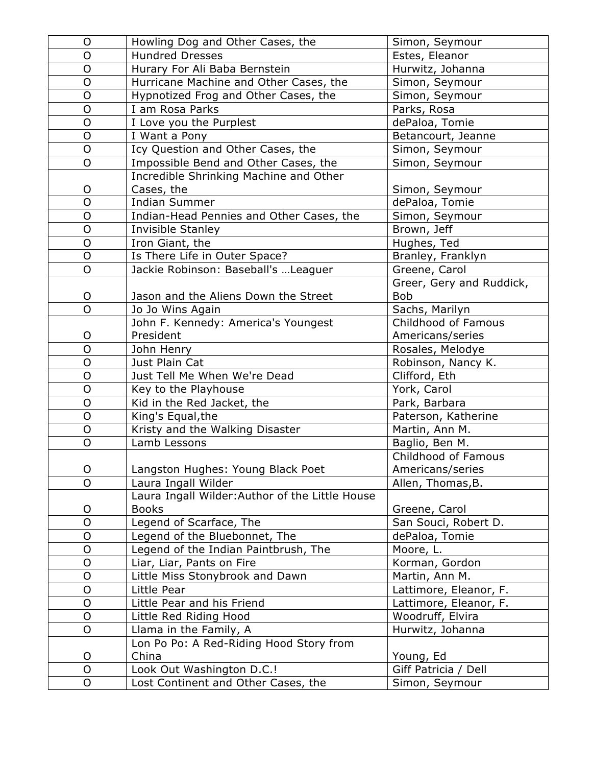| O | Howling Dog and Other Cases, the | Simon, Seymour |
|---|---|---|
| O | Hundred Dresses | Estes, Eleanor |
| O | Hurary For Ali Baba Bernstein | Hurwitz, Johanna |
| O | Hurricane Machine and Other Cases, the | Simon, Seymour |
| O | Hypnotized Frog and Other Cases, the | Simon, Seymour |
| O | I am Rosa Parks | Parks, Rosa |
| O | I Love you the Purplest | dePaloa, Tomie |
| O | I Want a Pony | Betancourt, Jeanne |
| O | Icy Question and Other Cases, the | Simon, Seymour |
| O | Impossible Bend and Other Cases, the | Simon, Seymour |
| O | Incredible Shrinking Machine and Other Cases, the | Simon, Seymour |
| O | Indian Summer | dePaloa, Tomie |
| O | Indian-Head Pennies and Other Cases, the | Simon, Seymour |
| O | Invisible Stanley | Brown, Jeff |
| O | Iron Giant, the | Hughes, Ted |
| O | Is There Life in Outer Space? | Branley, Franklyn |
| O | Jackie Robinson: Baseball's …Leaguer | Greene, Carol |
| O | Jason and the Aliens Down the Street | Greer, Gery and Ruddick, Bob |
| O | Jo Jo Wins Again | Sachs, Marilyn |
| O | John F. Kennedy: America's Youngest President | Childhood of Famous Americans/series |
| O | John Henry | Rosales, Melodye |
| O | Just Plain Cat | Robinson, Nancy K. |
| O | Just Tell Me When We're Dead | Clifford, Eth |
| O | Key to the Playhouse | York, Carol |
| O | Kid in the Red Jacket, the | Park, Barbara |
| O | King's Equal,the | Paterson, Katherine |
| O | Kristy and the Walking Disaster | Martin, Ann M. |
| O | Lamb Lessons | Baglio, Ben M. |
| O | Langston Hughes: Young Black Poet | Childhood of Famous Americans/series |
| O | Laura Ingall Wilder | Allen, Thomas,B. |
| O | Laura Ingall Wilder:Author of the Little House Books | Greene, Carol |
| O | Legend of Scarface, The | San Souci, Robert D. |
| O | Legend of the Bluebonnet, The | dePaloa, Tomie |
| O | Legend of the Indian Paintbrush, The | Moore, L. |
| O | Liar, Liar, Pants on Fire | Korman, Gordon |
| O | Little Miss Stonybrook and Dawn | Martin, Ann M. |
| O | Little Pear | Lattimore, Eleanor, F. |
| O | Little Pear and his Friend | Lattimore, Eleanor, F. |
| O | Little Red Riding Hood | Woodruff, Elvira |
| O | Llama in the Family, A | Hurwitz, Johanna |
| O | Lon Po Po: A Red-Riding Hood Story from China | Young, Ed |
| O | Look Out Washington D.C.! | Giff Patricia / Dell |
| O | Lost Continent and Other Cases, the | Simon, Seymour |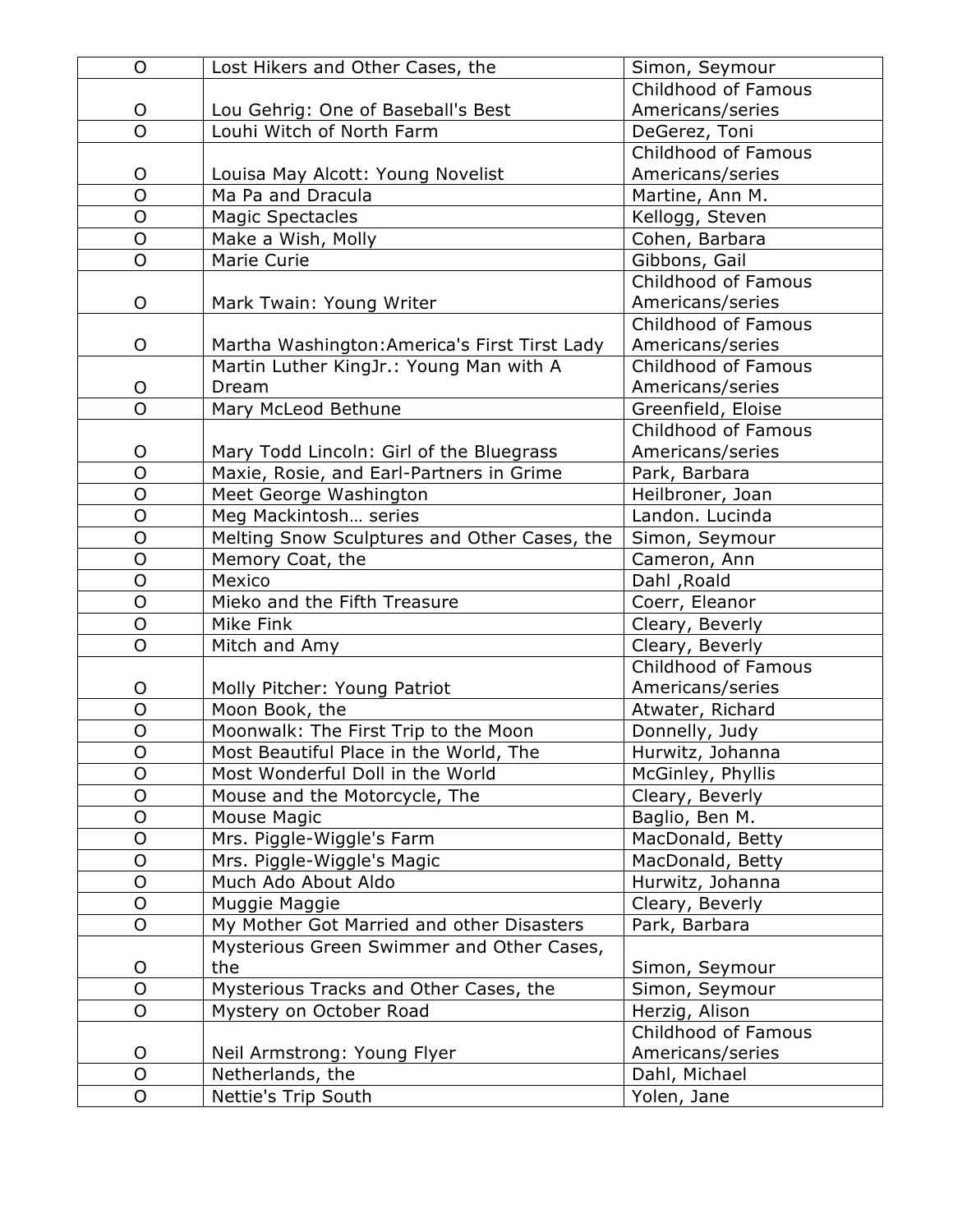| O | Lost Hikers and Other Cases, the | Simon, Seymour |
|---|---|---|
| O | Lou Gehrig: One of Baseball's Best | Childhood of Famous Americans/series |
| O | Louhi Witch of North Farm | DeGerez, Toni |
| O | Louisa May Alcott: Young Novelist | Childhood of Famous Americans/series |
| O | Ma Pa and Dracula | Martine, Ann M. |
| O | Magic Spectacles | Kellogg, Steven |
| O | Make a Wish, Molly | Cohen, Barbara |
| O | Marie Curie | Gibbons, Gail |
| O | Mark Twain: Young Writer | Childhood of Famous Americans/series |
| O | Martha Washington:America's First Tirst Lady | Childhood of Famous Americans/series |
| O | Martin Luther KingJr.: Young Man with A Dream | Childhood of Famous Americans/series |
| O | Mary McLeod Bethune | Greenfield, Eloise |
| O | Mary Todd Lincoln: Girl of the Bluegrass | Childhood of Famous Americans/series |
| O | Maxie, Rosie, and Earl-Partners in Grime | Park, Barbara |
| O | Meet George Washington | Heilbroner, Joan |
| O | Meg Mackintosh… series | Landon. Lucinda |
| O | Melting Snow Sculptures and Other Cases, the | Simon, Seymour |
| O | Memory Coat, the | Cameron, Ann |
| O | Mexico | Dahl ,Roald |
| O | Mieko and the Fifth Treasure | Coerr, Eleanor |
| O | Mike Fink | Cleary, Beverly |
| O | Mitch and Amy | Cleary, Beverly |
| O | Molly Pitcher: Young Patriot | Childhood of Famous Americans/series |
| O | Moon Book, the | Atwater, Richard |
| O | Moonwalk: The First Trip to the Moon | Donnelly, Judy |
| O | Most Beautiful Place in the World, The | Hurwitz, Johanna |
| O | Most Wonderful Doll in the World | McGinley, Phyllis |
| O | Mouse and the Motorcycle, The | Cleary, Beverly |
| O | Mouse Magic | Baglio, Ben M. |
| O | Mrs. Piggle-Wiggle's Farm | MacDonald, Betty |
| O | Mrs. Piggle-Wiggle's Magic | MacDonald, Betty |
| O | Much Ado About Aldo | Hurwitz, Johanna |
| O | Muggie Maggie | Cleary, Beverly |
| O | My Mother Got Married and other Disasters | Park, Barbara |
| O | Mysterious Green Swimmer and Other Cases, the | Simon, Seymour |
| O | Mysterious Tracks and Other Cases, the | Simon, Seymour |
| O | Mystery on October Road | Herzig, Alison |
| O | Neil Armstrong: Young Flyer | Childhood of Famous Americans/series |
| O | Netherlands, the | Dahl, Michael |
| O | Nettie's Trip South | Yolen, Jane |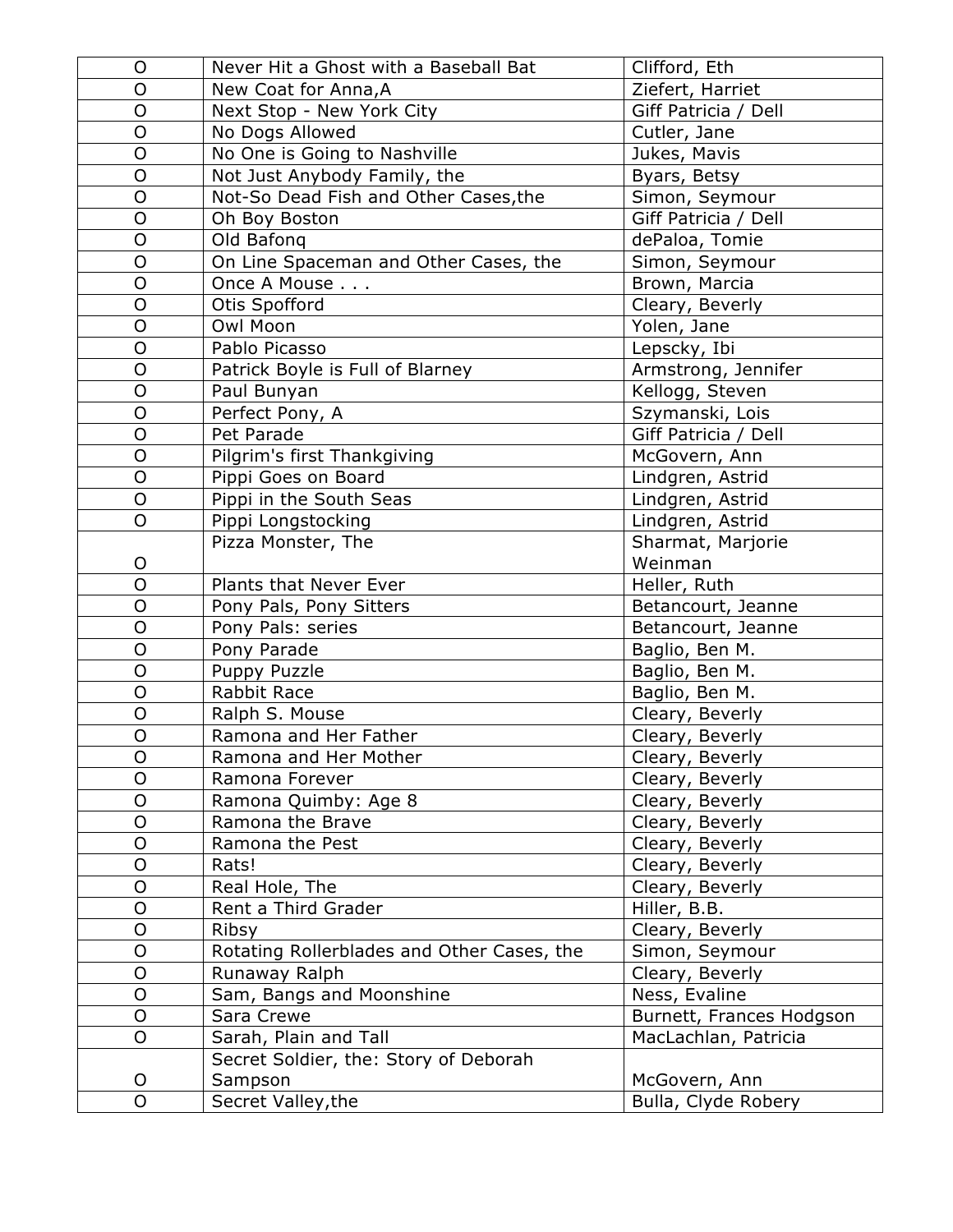| O | Never Hit a Ghost with a Baseball Bat | Clifford, Eth |
|---|---|---|
| O | New Coat for Anna,A | Ziefert, Harriet |
| O | Next Stop - New York City | Giff Patricia / Dell |
| O | No Dogs Allowed | Cutler, Jane |
| O | No One is Going to Nashville | Jukes, Mavis |
| O | Not Just Anybody Family, the | Byars, Betsy |
| O | Not-So Dead Fish and Other Cases,the | Simon, Seymour |
| O | Oh Boy Boston | Giff Patricia / Dell |
| O | Old Bafonq | dePaloa, Tomie |
| O | On Line Spaceman and Other Cases, the | Simon, Seymour |
| O | Once A Mouse . . . | Brown, Marcia |
| O | Otis Spofford | Cleary, Beverly |
| O | Owl Moon | Yolen, Jane |
| O | Pablo Picasso | Lepscky, Ibi |
| O | Patrick Boyle is Full of Blarney | Armstrong, Jennifer |
| O | Paul Bunyan | Kellogg, Steven |
| O | Perfect Pony, A | Szymanski, Lois |
| O | Pet Parade | Giff Patricia / Dell |
| O | Pilgrim's first Thankgiving | McGovern, Ann |
| O | Pippi Goes on Board | Lindgren, Astrid |
| O | Pippi in the South Seas | Lindgren, Astrid |
| O | Pippi Longstocking | Lindgren, Astrid |
| O | Pizza Monster, The | Sharmat, Marjorie Weinman |
| O | Plants that Never Ever | Heller, Ruth |
| O | Pony Pals, Pony Sitters | Betancourt, Jeanne |
| O | Pony Pals: series | Betancourt, Jeanne |
| O | Pony Parade | Baglio, Ben M. |
| O | Puppy Puzzle | Baglio, Ben M. |
| O | Rabbit Race | Baglio, Ben M. |
| O | Ralph S. Mouse | Cleary, Beverly |
| O | Ramona and Her Father | Cleary, Beverly |
| O | Ramona and Her Mother | Cleary, Beverly |
| O | Ramona Forever | Cleary, Beverly |
| O | Ramona Quimby: Age 8 | Cleary, Beverly |
| O | Ramona the Brave | Cleary, Beverly |
| O | Ramona the Pest | Cleary, Beverly |
| O | Rats! | Cleary, Beverly |
| O | Real Hole, The | Cleary, Beverly |
| O | Rent a Third Grader | Hiller, B.B. |
| O | Ribsy | Cleary, Beverly |
| O | Rotating Rollerblades and Other Cases, the | Simon, Seymour |
| O | Runaway Ralph | Cleary, Beverly |
| O | Sam, Bangs and Moonshine | Ness, Evaline |
| O | Sara Crewe | Burnett, Frances Hodgson |
| O | Sarah, Plain and Tall | MacLachlan, Patricia |
| O | Secret Soldier, the: Story of Deborah Sampson | McGovern, Ann |
| O | Secret Valley,the | Bulla, Clyde Robery |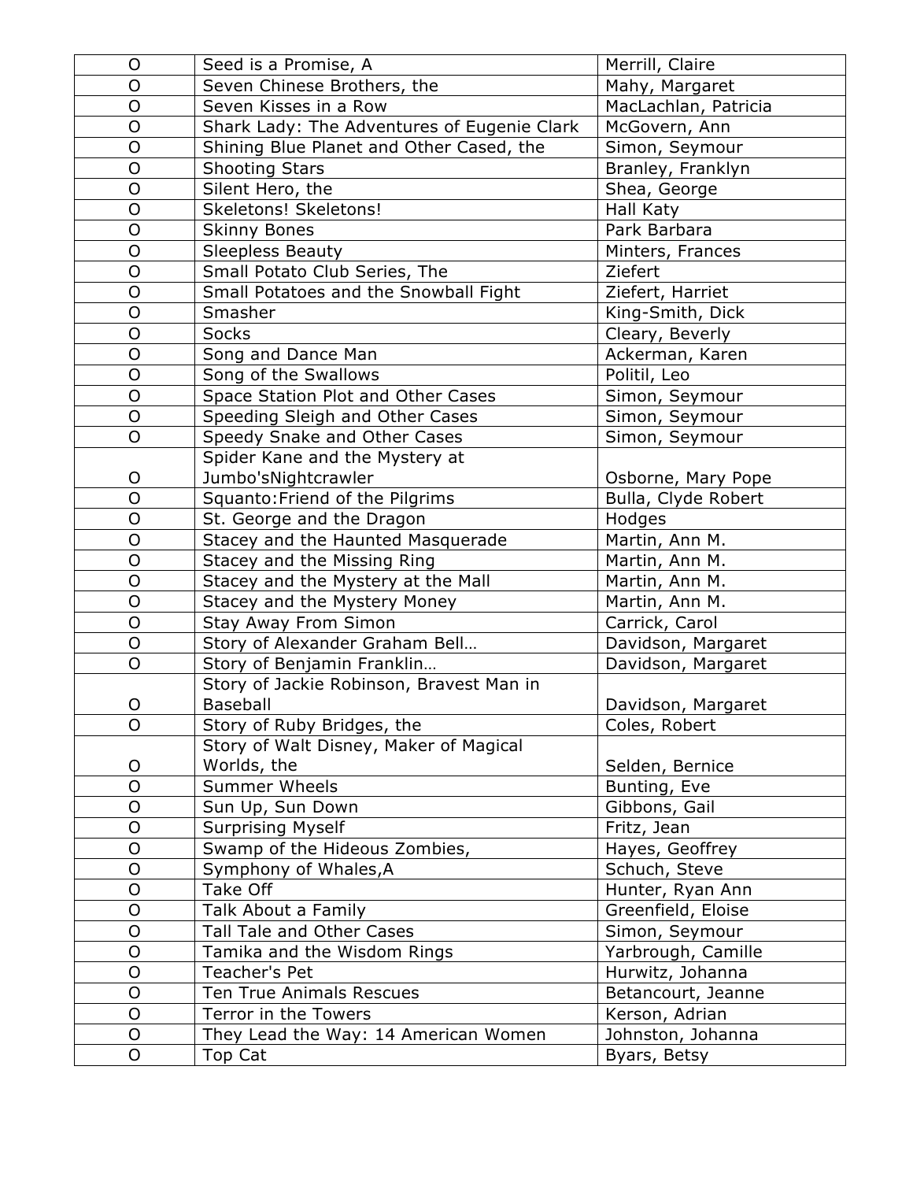| O | Seed is a Promise, A | Merrill, Claire |
|---|---|---|
| O | Seven Chinese Brothers, the | Mahy, Margaret |
| O | Seven Kisses in a Row | MacLachlan, Patricia |
| O | Shark Lady: The Adventures of Eugenie Clark | McGovern, Ann |
| O | Shining Blue Planet and Other Cased, the | Simon, Seymour |
| O | Shooting Stars | Branley, Franklyn |
| O | Silent Hero, the | Shea, George |
| O | Skeletons! Skeletons! | Hall Katy |
| O | Skinny Bones | Park Barbara |
| O | Sleepless Beauty | Minters, Frances |
| O | Small Potato Club Series, The | Ziefert |
| O | Small Potatoes and the Snowball Fight | Ziefert, Harriet |
| O | Smasher | King-Smith, Dick |
| O | Socks | Cleary, Beverly |
| O | Song and Dance Man | Ackerman, Karen |
| O | Song of the Swallows | Politil, Leo |
| O | Space Station Plot and Other Cases | Simon, Seymour |
| O | Speeding Sleigh and Other Cases | Simon, Seymour |
| O | Speedy Snake and Other Cases | Simon, Seymour |
| O | Spider Kane and the Mystery at Jumbo'sNightcrawler | Osborne, Mary Pope |
| O | Squanto:Friend of the Pilgrims | Bulla, Clyde Robert |
| O | St. George and the Dragon | Hodges |
| O | Stacey and the Haunted Masquerade | Martin, Ann M. |
| O | Stacey and the Missing Ring | Martin, Ann M. |
| O | Stacey and the Mystery at the Mall | Martin, Ann M. |
| O | Stacey and the Mystery Money | Martin, Ann M. |
| O | Stay Away From Simon | Carrick, Carol |
| O | Story of Alexander Graham Bell… | Davidson, Margaret |
| O | Story of Benjamin Franklin… | Davidson, Margaret |
| O | Story of Jackie Robinson, Bravest Man in Baseball | Davidson, Margaret |
| O | Story of Ruby Bridges, the | Coles, Robert |
| O | Story of Walt Disney, Maker of Magical Worlds, the | Selden, Bernice |
| O | Summer Wheels | Bunting, Eve |
| O | Sun Up, Sun Down | Gibbons, Gail |
| O | Surprising Myself | Fritz, Jean |
| O | Swamp of the Hideous Zombies, | Hayes, Geoffrey |
| O | Symphony of Whales,A | Schuch, Steve |
| O | Take Off | Hunter, Ryan Ann |
| O | Talk About a Family | Greenfield, Eloise |
| O | Tall Tale and Other Cases | Simon, Seymour |
| O | Tamika and the Wisdom Rings | Yarbrough, Camille |
| O | Teacher's Pet | Hurwitz, Johanna |
| O | Ten True Animals Rescues | Betancourt, Jeanne |
| O | Terror in the Towers | Kerson, Adrian |
| O | They Lead the Way: 14 American Women | Johnston, Johanna |
| O | Top Cat | Byars, Betsy |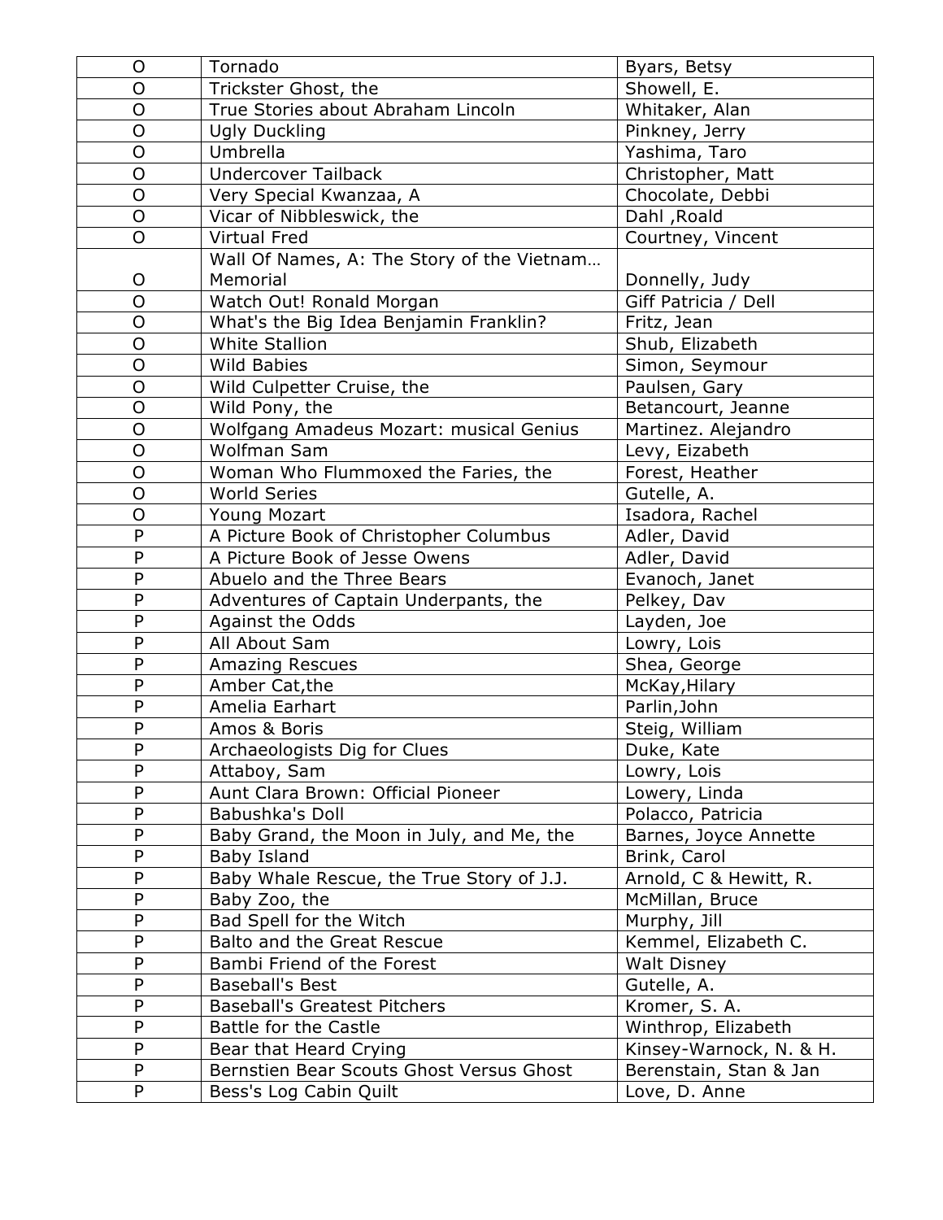| | | |
|---|---|---|
| O | Tornado | Byars, Betsy |
| O | Trickster Ghost, the | Showell, E. |
| O | True Stories about Abraham Lincoln | Whitaker, Alan |
| O | Ugly Duckling | Pinkney, Jerry |
| O | Umbrella | Yashima, Taro |
| O | Undercover Tailback | Christopher, Matt |
| O | Very Special Kwanzaa, A | Chocolate, Debbi |
| O | Vicar of Nibbleswick, the | Dahl ,Roald |
| O | Virtual Fred | Courtney, Vincent |
| O | Wall Of Names, A: The Story of the Vietnam… Memorial | Donnelly, Judy |
| O | Watch Out! Ronald Morgan | Giff Patricia / Dell |
| O | What's the Big Idea Benjamin Franklin? | Fritz, Jean |
| O | White Stallion | Shub, Elizabeth |
| O | Wild Babies | Simon, Seymour |
| O | Wild Culpetter Cruise, the | Paulsen, Gary |
| O | Wild Pony, the | Betancourt, Jeanne |
| O | Wolfgang Amadeus Mozart: musical Genius | Martinez. Alejandro |
| O | Wolfman Sam | Levy, Eizabeth |
| O | Woman Who Flummoxed the Faries, the | Forest, Heather |
| O | World Series | Gutelle, A. |
| O | Young Mozart | Isadora, Rachel |
| P | A Picture Book of Christopher Columbus | Adler, David |
| P | A Picture Book of Jesse Owens | Adler, David |
| P | Abuelo and the Three Bears | Evanoch, Janet |
| P | Adventures of Captain Underpants, the | Pelkey, Dav |
| P | Against the Odds | Layden, Joe |
| P | All About Sam | Lowry, Lois |
| P | Amazing Rescues | Shea, George |
| P | Amber Cat,the | McKay,Hilary |
| P | Amelia Earhart | Parlin,John |
| P | Amos & Boris | Steig, William |
| P | Archaeologists Dig for Clues | Duke, Kate |
| P | Attaboy, Sam | Lowry, Lois |
| P | Aunt Clara Brown: Official Pioneer | Lowery, Linda |
| P | Babushka's Doll | Polacco, Patricia |
| P | Baby Grand, the Moon in July, and Me, the | Barnes, Joyce Annette |
| P | Baby Island | Brink, Carol |
| P | Baby Whale Rescue, the True Story of J.J. | Arnold, C & Hewitt, R. |
| P | Baby Zoo, the | McMillan, Bruce |
| P | Bad Spell for the Witch | Murphy, Jill |
| P | Balto and the Great Rescue | Kemmel, Elizabeth C. |
| P | Bambi Friend of the Forest | Walt Disney |
| P | Baseball's Best | Gutelle, A. |
| P | Baseball's Greatest Pitchers | Kromer, S. A. |
| P | Battle for the Castle | Winthrop, Elizabeth |
| P | Bear that Heard Crying | Kinsey-Warnock, N. & H. |
| P | Bernstien Bear Scouts Ghost Versus Ghost | Berenstain, Stan & Jan |
| P | Bess's Log Cabin Quilt | Love, D. Anne |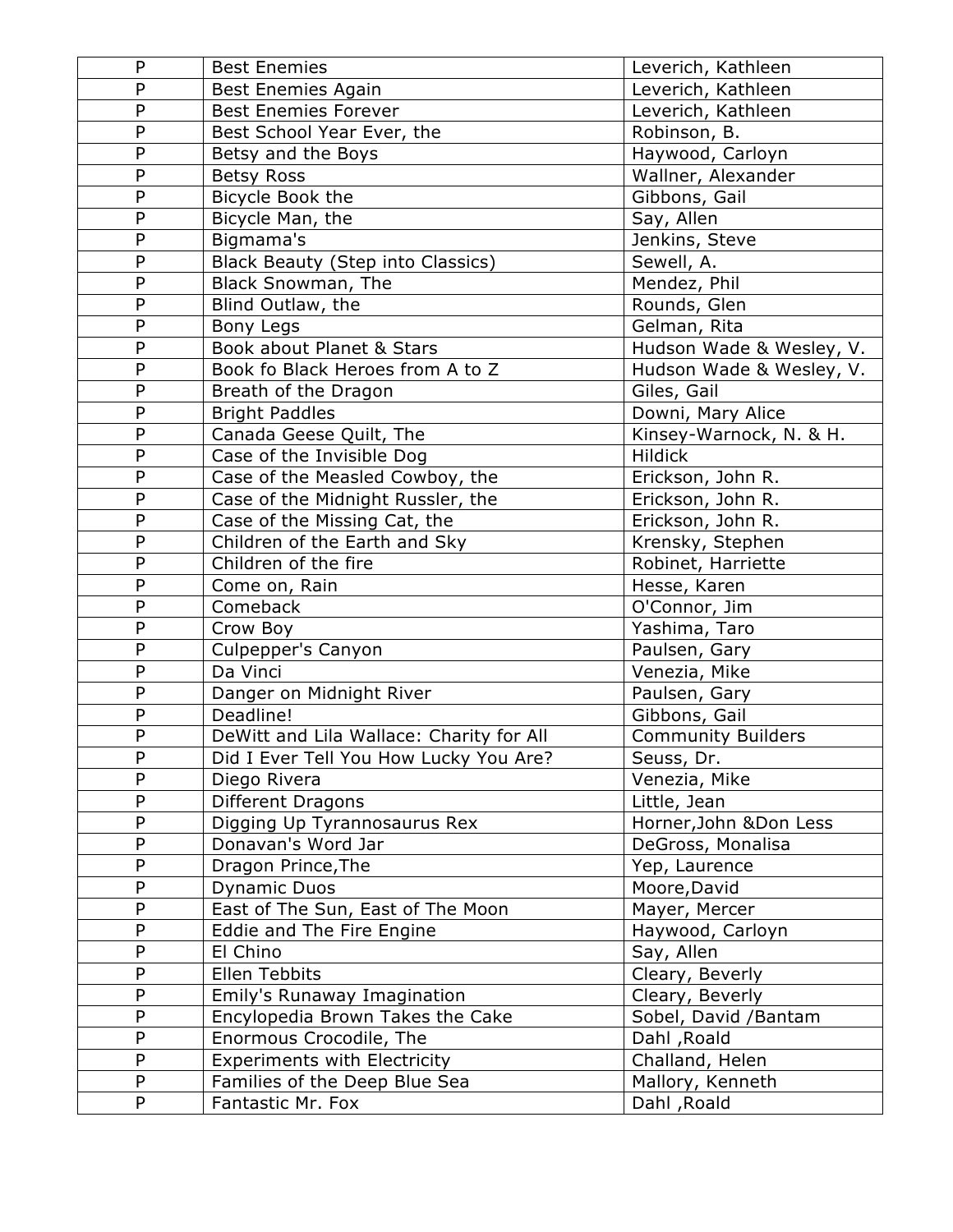| P | Best Enemies | Leverich, Kathleen |
|---|---|---|
| P | Best Enemies Again | Leverich, Kathleen |
| P | Best Enemies Forever | Leverich, Kathleen |
| P | Best School Year Ever, the | Robinson, B. |
| P | Betsy and the Boys | Haywood, Carloyn |
| P | Betsy Ross | Wallner, Alexander |
| P | Bicycle Book the | Gibbons, Gail |
| P | Bicycle Man, the | Say, Allen |
| P | Bigmama's | Jenkins, Steve |
| P | Black Beauty (Step into Classics) | Sewell, A. |
| P | Black Snowman, The | Mendez, Phil |
| P | Blind Outlaw, the | Rounds, Glen |
| P | Bony Legs | Gelman, Rita |
| P | Book about Planet & Stars | Hudson Wade & Wesley, V. |
| P | Book fo Black Heroes from A to Z | Hudson Wade & Wesley, V. |
| P | Breath of the Dragon | Giles, Gail |
| P | Bright Paddles | Downi, Mary Alice |
| P | Canada Geese Quilt, The | Kinsey-Warnock, N. & H. |
| P | Case of the Invisible Dog | Hildick |
| P | Case of the Measled Cowboy, the | Erickson, John R. |
| P | Case of the Midnight Russler, the | Erickson, John R. |
| P | Case of the Missing Cat, the | Erickson, John R. |
| P | Children of the Earth and Sky | Krensky, Stephen |
| P | Children of the fire | Robinet, Harriette |
| P | Come on, Rain | Hesse, Karen |
| P | Comeback | O'Connor, Jim |
| P | Crow Boy | Yashima, Taro |
| P | Culpepper's Canyon | Paulsen, Gary |
| P | Da Vinci | Venezia, Mike |
| P | Danger on Midnight River | Paulsen, Gary |
| P | Deadline! | Gibbons, Gail |
| P | DeWitt and Lila Wallace: Charity for All | Community Builders |
| P | Did I Ever Tell You How Lucky You Are? | Seuss, Dr. |
| P | Diego Rivera | Venezia, Mike |
| P | Different Dragons | Little, Jean |
| P | Digging Up Tyrannosaurus Rex | Horner,John &Don Less |
| P | Donavan's Word Jar | DeGross, Monalisa |
| P | Dragon Prince,The | Yep, Laurence |
| P | Dynamic Duos | Moore,David |
| P | East of The Sun, East of The Moon | Mayer, Mercer |
| P | Eddie and The Fire Engine | Haywood, Carloyn |
| P | El Chino | Say, Allen |
| P | Ellen Tebbits | Cleary, Beverly |
| P | Emily's Runaway Imagination | Cleary, Beverly |
| P | Encylopedia Brown Takes the Cake | Sobel, David /Bantam |
| P | Enormous Crocodile, The | Dahl ,Roald |
| P | Experiments with Electricity | Challand, Helen |
| P | Families of the Deep Blue Sea | Mallory, Kenneth |
| P | Fantastic Mr. Fox | Dahl ,Roald |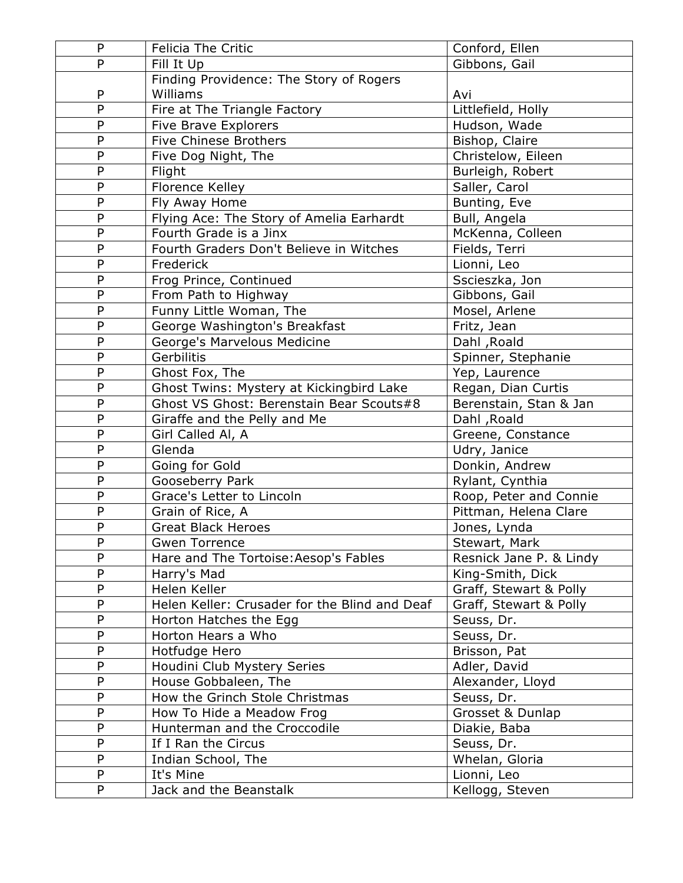| P | Felicia The Critic | Conford, Ellen |
|---|---|---|
| P | Fill It Up | Gibbons, Gail |
| P | Finding Providence: The Story of Rogers Williams | Avi |
| P | Fire at The Triangle Factory | Littlefield, Holly |
| P | Five Brave Explorers | Hudson, Wade |
| P | Five Chinese Brothers | Bishop, Claire |
| P | Five Dog Night, The | Christelow, Eileen |
| P | Flight | Burleigh, Robert |
| P | Florence Kelley | Saller, Carol |
| P | Fly Away Home | Bunting, Eve |
| P | Flying Ace: The Story of Amelia Earhardt | Bull, Angela |
| P | Fourth Grade is a Jinx | McKenna, Colleen |
| P | Fourth Graders Don't Believe in Witches | Fields, Terri |
| P | Frederick | Lionni, Leo |
| P | Frog Prince, Continued | Sscieszka, Jon |
| P | From Path to Highway | Gibbons, Gail |
| P | Funny Little Woman, The | Mosel, Arlene |
| P | George Washington's Breakfast | Fritz, Jean |
| P | George's Marvelous Medicine | Dahl ,Roald |
| P | Gerbilitis | Spinner, Stephanie |
| P | Ghost Fox, The | Yep, Laurence |
| P | Ghost Twins: Mystery at Kickingbird Lake | Regan, Dian Curtis |
| P | Ghost VS Ghost: Berenstain Bear Scouts#8 | Berenstain, Stan & Jan |
| P | Giraffe and the Pelly and Me | Dahl ,Roald |
| P | Girl Called Al, A | Greene, Constance |
| P | Glenda | Udry, Janice |
| P | Going for Gold | Donkin, Andrew |
| P | Gooseberry Park | Rylant, Cynthia |
| P | Grace's Letter to Lincoln | Roop, Peter and Connie |
| P | Grain of Rice, A | Pittman, Helena Clare |
| P | Great Black Heroes | Jones, Lynda |
| P | Gwen Torrence | Stewart, Mark |
| P | Hare and The Tortoise:Aesop's Fables | Resnick Jane P. & Lindy |
| P | Harry's Mad | King-Smith, Dick |
| P | Helen Keller | Graff, Stewart & Polly |
| P | Helen Keller: Crusader for the Blind and Deaf | Graff, Stewart & Polly |
| P | Horton Hatches the Egg | Seuss, Dr. |
| P | Horton Hears a Who | Seuss, Dr. |
| P | Hotfudge Hero | Brisson, Pat |
| P | Houdini Club Mystery Series | Adler, David |
| P | House Gobbaleen, The | Alexander, Lloyd |
| P | How the Grinch Stole Christmas | Seuss, Dr. |
| P | How To Hide a Meadow Frog | Grosset & Dunlap |
| P | Hunterman and the Croccodile | Diakie, Baba |
| P | If I Ran the Circus | Seuss, Dr. |
| P | Indian School, The | Whelan, Gloria |
| P | It's Mine | Lionni, Leo |
| P | Jack and the Beanstalk | Kellogg, Steven |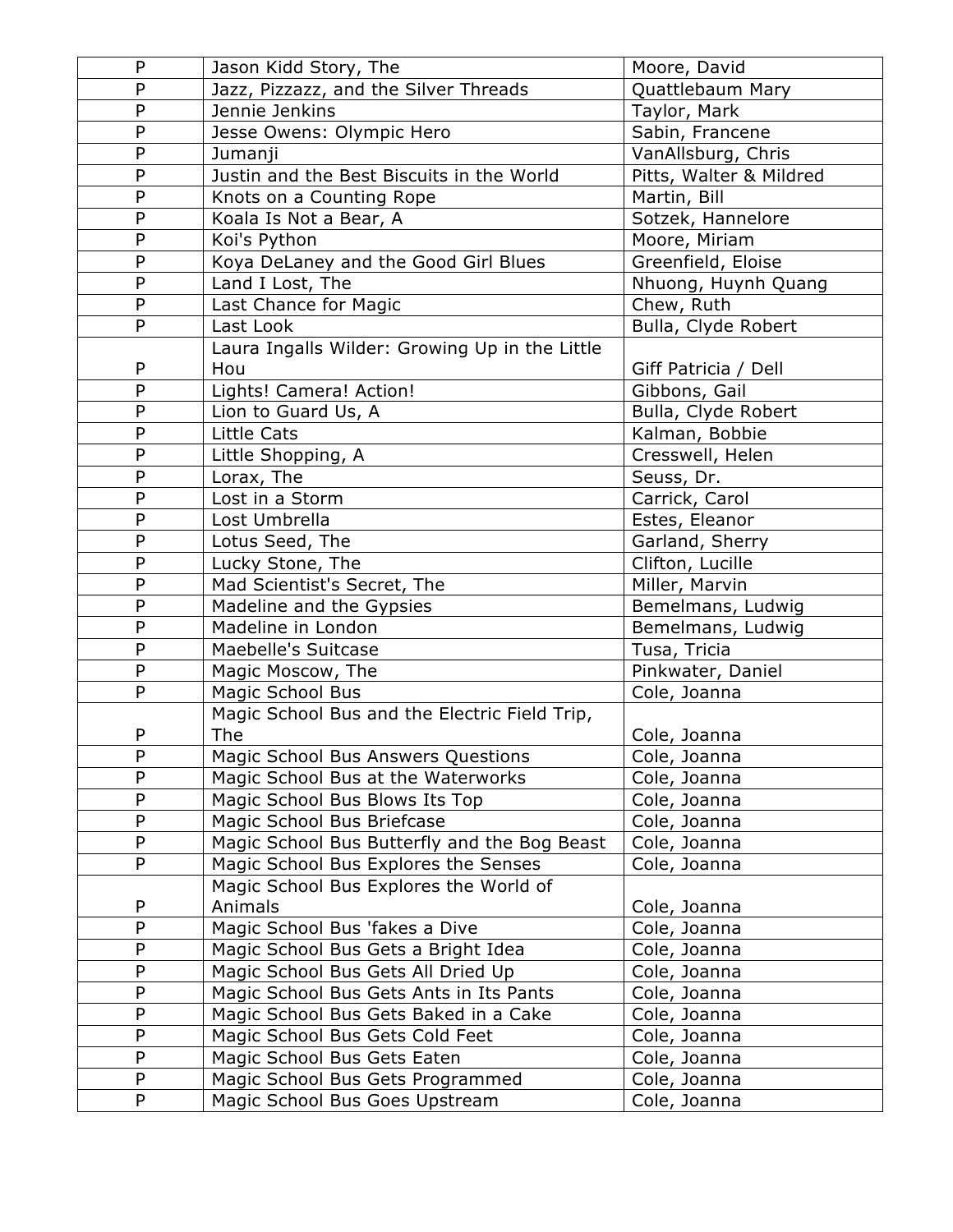| | | |
|---|---|---|
| P | Jason Kidd Story, The | Moore, David |
| P | Jazz, Pizzazz, and the Silver Threads | Quattlebaum Mary |
| P | Jennie Jenkins | Taylor, Mark |
| P | Jesse Owens: Olympic Hero | Sabin, Francene |
| P | Jumanji | VanAllsburg, Chris |
| P | Justin and the Best Biscuits in the World | Pitts, Walter & Mildred |
| P | Knots on a Counting Rope | Martin, Bill |
| P | Koala Is Not a Bear, A | Sotzek, Hannelore |
| P | Koi's Python | Moore, Miriam |
| P | Koya DeLaney and the Good Girl Blues | Greenfield, Eloise |
| P | Land I Lost, The | Nhuong, Huynh Quang |
| P | Last Chance for Magic | Chew, Ruth |
| P | Last Look | Bulla, Clyde Robert |
| P | Laura Ingalls Wilder: Growing Up in the Little Hou | Giff Patricia / Dell |
| P | Lights! Camera! Action! | Gibbons, Gail |
| P | Lion to Guard Us, A | Bulla, Clyde Robert |
| P | Little Cats | Kalman, Bobbie |
| P | Little Shopping, A | Cresswell, Helen |
| P | Lorax, The | Seuss, Dr. |
| P | Lost in a Storm | Carrick, Carol |
| P | Lost Umbrella | Estes, Eleanor |
| P | Lotus Seed, The | Garland, Sherry |
| P | Lucky Stone, The | Clifton, Lucille |
| P | Mad Scientist's Secret, The | Miller, Marvin |
| P | Madeline and the Gypsies | Bemelmans, Ludwig |
| P | Madeline in London | Bemelmans, Ludwig |
| P | Maebelle's Suitcase | Tusa, Tricia |
| P | Magic Moscow, The | Pinkwater, Daniel |
| P | Magic School Bus | Cole, Joanna |
| P | Magic School Bus and the Electric Field Trip, The | Cole, Joanna |
| P | Magic School Bus Answers Questions | Cole, Joanna |
| P | Magic School Bus at the Waterworks | Cole, Joanna |
| P | Magic School Bus Blows Its Top | Cole, Joanna |
| P | Magic School Bus Briefcase | Cole, Joanna |
| P | Magic School Bus Butterfly and the Bog Beast | Cole, Joanna |
| P | Magic School Bus Explores the Senses | Cole, Joanna |
| P | Magic School Bus Explores the World of Animals | Cole, Joanna |
| P | Magic School Bus 'fakes a Dive | Cole, Joanna |
| P | Magic School Bus Gets a Bright Idea | Cole, Joanna |
| P | Magic School Bus Gets All Dried Up | Cole, Joanna |
| P | Magic School Bus Gets Ants in Its Pants | Cole, Joanna |
| P | Magic School Bus Gets Baked in a Cake | Cole, Joanna |
| P | Magic School Bus Gets Cold Feet | Cole, Joanna |
| P | Magic School Bus Gets Eaten | Cole, Joanna |
| P | Magic School Bus Gets Programmed | Cole, Joanna |
| P | Magic School Bus Goes Upstream | Cole, Joanna |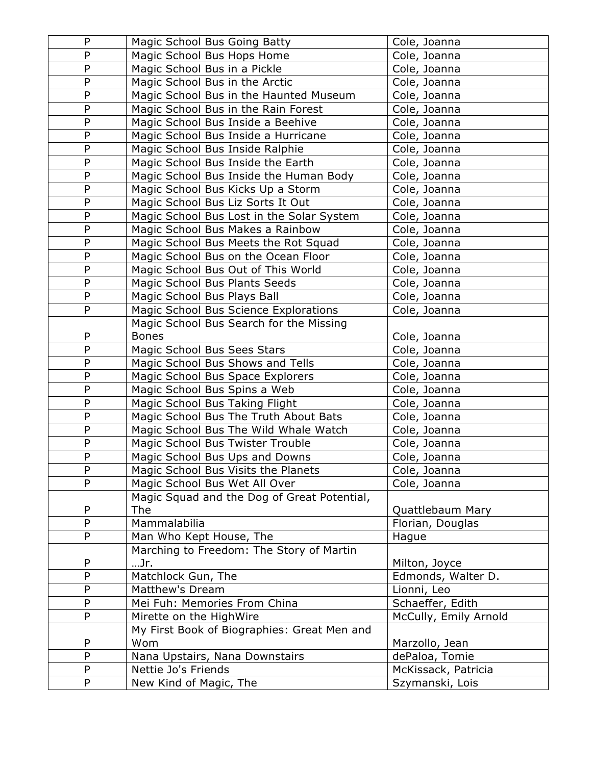| P | Magic School Bus Going Batty | Cole, Joanna |
|---|---|---|
| P | Magic School Bus Hops Home | Cole, Joanna |
| P | Magic School Bus in a Pickle | Cole, Joanna |
| P | Magic School Bus in the Arctic | Cole, Joanna |
| P | Magic School Bus in the Haunted Museum | Cole, Joanna |
| P | Magic School Bus in the Rain Forest | Cole, Joanna |
| P | Magic School Bus Inside a Beehive | Cole, Joanna |
| P | Magic School Bus Inside a Hurricane | Cole, Joanna |
| P | Magic School Bus Inside Ralphie | Cole, Joanna |
| P | Magic School Bus Inside the Earth | Cole, Joanna |
| P | Magic School Bus Inside the Human Body | Cole, Joanna |
| P | Magic School Bus Kicks Up a Storm | Cole, Joanna |
| P | Magic School Bus Liz Sorts It Out | Cole, Joanna |
| P | Magic School Bus Lost in the Solar System | Cole, Joanna |
| P | Magic School Bus Makes a Rainbow | Cole, Joanna |
| P | Magic School Bus Meets the Rot Squad | Cole, Joanna |
| P | Magic School Bus on the Ocean Floor | Cole, Joanna |
| P | Magic School Bus Out of This World | Cole, Joanna |
| P | Magic School Bus Plants Seeds | Cole, Joanna |
| P | Magic School Bus Plays Ball | Cole, Joanna |
| P | Magic School Bus Science Explorations | Cole, Joanna |
| P | Magic School Bus Search for the Missing Bones | Cole, Joanna |
| P | Magic School Bus Sees Stars | Cole, Joanna |
| P | Magic School Bus Shows and Tells | Cole, Joanna |
| P | Magic School Bus Space Explorers | Cole, Joanna |
| P | Magic School Bus Spins a Web | Cole, Joanna |
| P | Magic School Bus Taking Flight | Cole, Joanna |
| P | Magic School Bus The Truth About Bats | Cole, Joanna |
| P | Magic School Bus The Wild Whale Watch | Cole, Joanna |
| P | Magic School Bus Twister Trouble | Cole, Joanna |
| P | Magic School Bus Ups and Downs | Cole, Joanna |
| P | Magic School Bus Visits the Planets | Cole, Joanna |
| P | Magic School Bus Wet All Over | Cole, Joanna |
| P | Magic Squad and the Dog of Great Potential, The | Quattlebaum Mary |
| P | Mammalabilia | Florian, Douglas |
| P | Man Who Kept House, The | Hague |
| P | Marching to Freedom: The Story of Martin …Jr. | Milton, Joyce |
| P | Matchlock Gun, The | Edmonds, Walter D. |
| P | Matthew's Dream | Lionni, Leo |
| P | Mei Fuh: Memories From China | Schaeffer, Edith |
| P | Mirette on the HighWire | McCully, Emily Arnold |
| P | My First Book of Biographies: Great Men and Wom | Marzollo, Jean |
| P | Nana Upstairs, Nana Downstairs | dePaloa, Tomie |
| P | Nettie Jo's Friends | McKissack, Patricia |
| P | New Kind of Magic, The | Szymanski, Lois |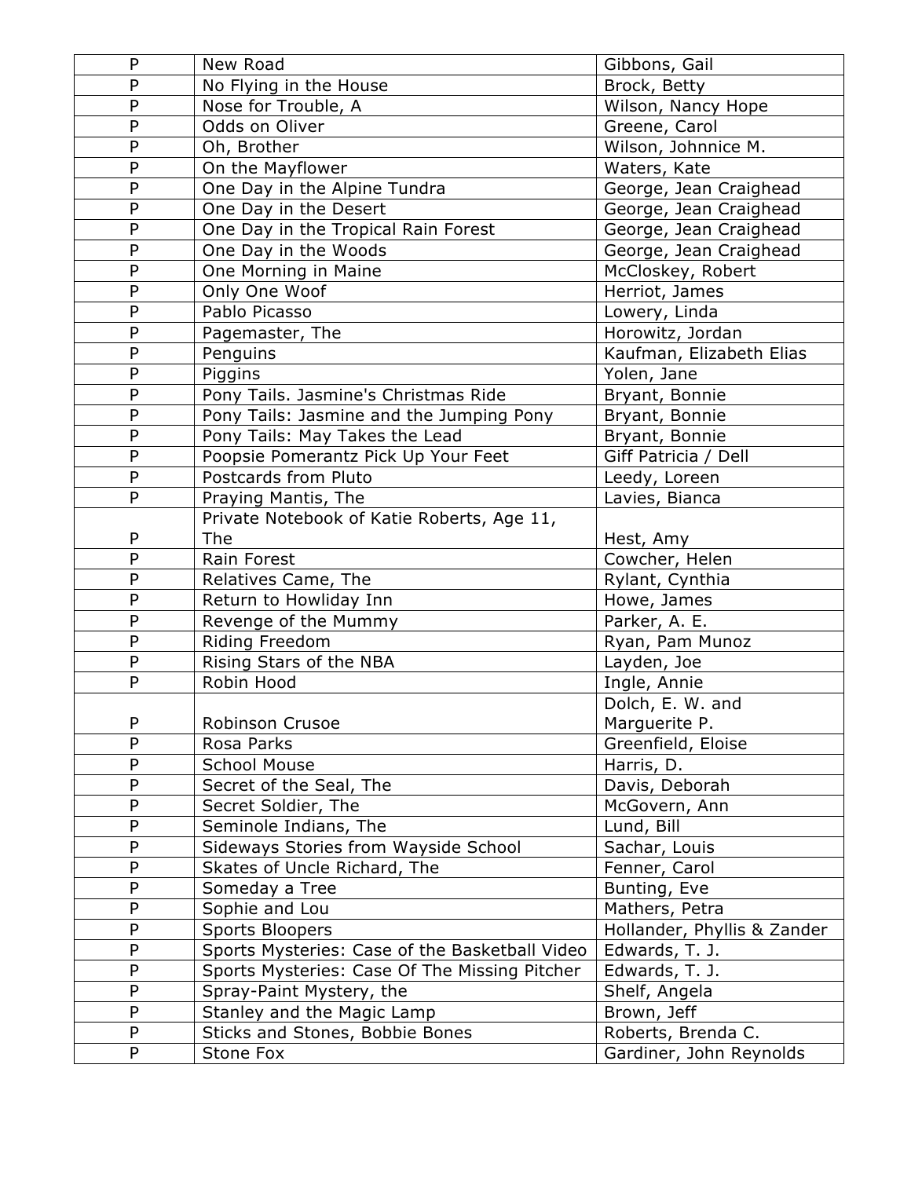| P | New Road | Gibbons, Gail |
|---|---|---|
| P | No Flying in the House | Brock, Betty |
| P | Nose for Trouble, A | Wilson, Nancy Hope |
| P | Odds on Oliver | Greene, Carol |
| P | Oh, Brother | Wilson, Johnnice M. |
| P | On the Mayflower | Waters, Kate |
| P | One Day in the Alpine Tundra | George, Jean Craighead |
| P | One Day in the Desert | George, Jean Craighead |
| P | One Day in the Tropical Rain Forest | George, Jean Craighead |
| P | One Day in the Woods | George, Jean Craighead |
| P | One Morning in Maine | McCloskey, Robert |
| P | Only One Woof | Herriot, James |
| P | Pablo Picasso | Lowery, Linda |
| P | Pagemaster, The | Horowitz, Jordan |
| P | Penguins | Kaufman, Elizabeth Elias |
| P | Piggins | Yolen, Jane |
| P | Pony Tails. Jasmine's Christmas Ride | Bryant, Bonnie |
| P | Pony Tails: Jasmine and the Jumping Pony | Bryant, Bonnie |
| P | Pony Tails: May Takes the Lead | Bryant, Bonnie |
| P | Poopsie Pomerantz Pick Up Your Feet | Giff Patricia / Dell |
| P | Postcards from Pluto | Leedy, Loreen |
| P | Praying Mantis, The | Lavies, Bianca |
| P | Private Notebook of Katie Roberts, Age 11, The | Hest, Amy |
| P | Rain Forest | Cowcher, Helen |
| P | Relatives Came, The | Rylant, Cynthia |
| P | Return to Howliday Inn | Howe, James |
| P | Revenge of the Mummy | Parker, A. E. |
| P | Riding Freedom | Ryan, Pam Munoz |
| P | Rising Stars of the NBA | Layden, Joe |
| P | Robin Hood | Ingle, Annie |
| P | Robinson Crusoe | Dolch, E. W. and Marguerite P. |
| P | Rosa Parks | Greenfield, Eloise |
| P | School Mouse | Harris, D. |
| P | Secret of the Seal, The | Davis, Deborah |
| P | Secret Soldier, The | McGovern, Ann |
| P | Seminole Indians, The | Lund, Bill |
| P | Sideways Stories from Wayside School | Sachar, Louis |
| P | Skates of Uncle Richard, The | Fenner, Carol |
| P | Someday a Tree | Bunting, Eve |
| P | Sophie and Lou | Mathers, Petra |
| P | Sports Bloopers | Hollander, Phyllis & Zander |
| P | Sports Mysteries: Case of the Basketball Video | Edwards, T. J. |
| P | Sports Mysteries: Case Of The Missing Pitcher | Edwards, T. J. |
| P | Spray-Paint Mystery, the | Shelf, Angela |
| P | Stanley and the Magic Lamp | Brown, Jeff |
| P | Sticks and Stones, Bobbie Bones | Roberts, Brenda C. |
| P | Stone Fox | Gardiner, John Reynolds |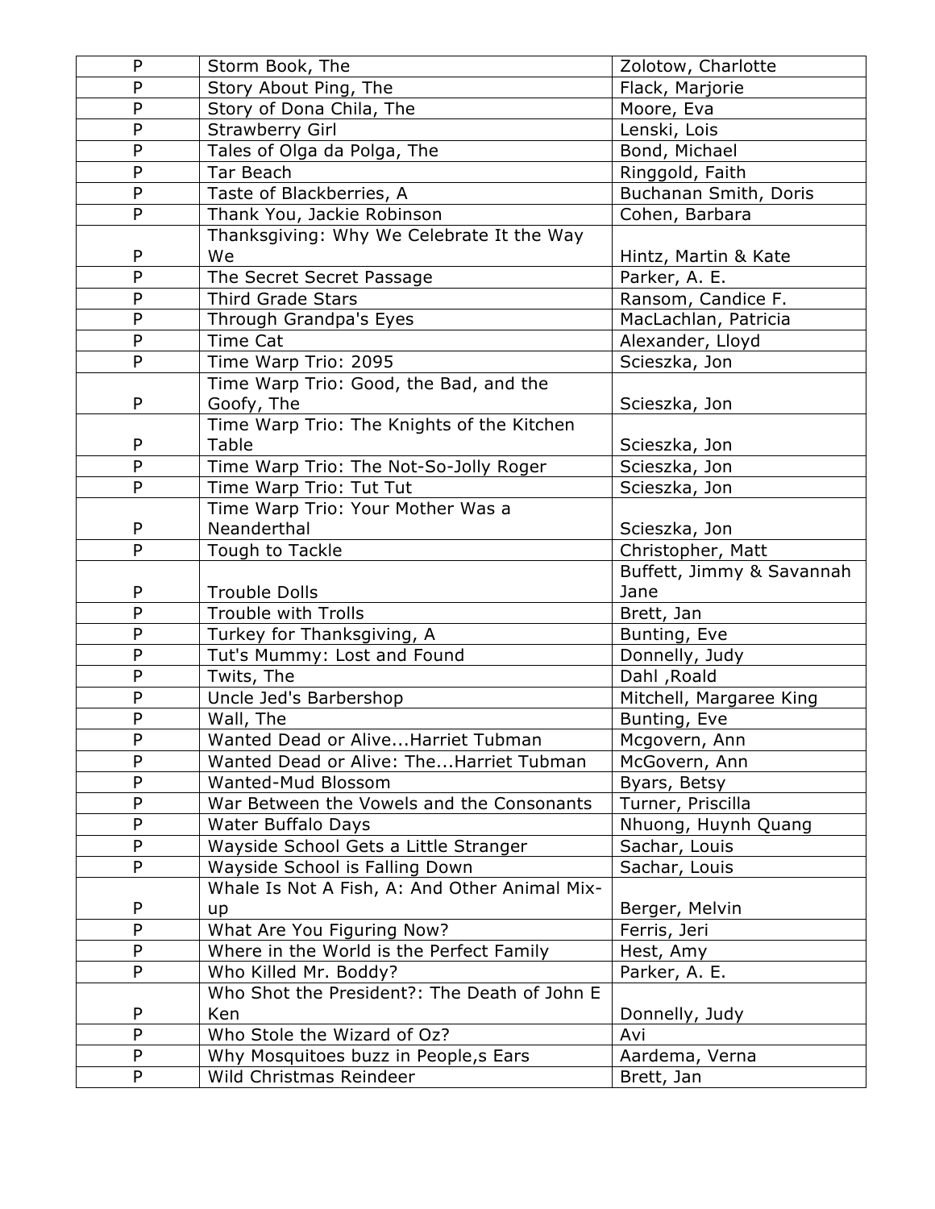| P | Storm Book, The | Zolotow, Charlotte |
|---|---|---|
| P | Story About Ping, The | Flack, Marjorie |
| P | Story of Dona Chila, The | Moore, Eva |
| P | Strawberry Girl | Lenski, Lois |
| P | Tales of Olga da Polga, The | Bond, Michael |
| P | Tar Beach | Ringgold, Faith |
| P | Taste of Blackberries, A | Buchanan Smith, Doris |
| P | Thank You, Jackie Robinson | Cohen, Barbara |
| P | Thanksgiving: Why We Celebrate It the Way We | Hintz, Martin & Kate |
| P | The Secret Secret Passage | Parker, A. E. |
| P | Third Grade Stars | Ransom, Candice F. |
| P | Through Grandpa's Eyes | MacLachlan, Patricia |
| P | Time Cat | Alexander, Lloyd |
| P | Time Warp Trio: 2095 | Scieszka, Jon |
| P | Time Warp Trio: Good, the Bad, and the Goofy, The | Scieszka, Jon |
| P | Time Warp Trio: The Knights of the Kitchen Table | Scieszka, Jon |
| P | Time Warp Trio: The Not-So-Jolly Roger | Scieszka, Jon |
| P | Time Warp Trio: Tut Tut | Scieszka, Jon |
| P | Time Warp Trio: Your Mother Was a Neanderthal | Scieszka, Jon |
| P | Tough to Tackle | Christopher, Matt |
| P | Trouble Dolls | Buffett, Jimmy & Savannah Jane |
| P | Trouble with Trolls | Brett, Jan |
| P | Turkey for Thanksgiving, A | Bunting, Eve |
| P | Tut's Mummy: Lost and Found | Donnelly, Judy |
| P | Twits, The | Dahl ,Roald |
| P | Uncle Jed's Barbershop | Mitchell, Margaree King |
| P | Wall, The | Bunting, Eve |
| P | Wanted Dead or Alive...Harriet Tubman | Mcgovern, Ann |
| P | Wanted Dead or Alive: The...Harriet Tubman | McGovern, Ann |
| P | Wanted-Mud Blossom | Byars, Betsy |
| P | War Between the Vowels and the Consonants | Turner, Priscilla |
| P | Water Buffalo Days | Nhuong, Huynh Quang |
| P | Wayside School Gets a Little Stranger | Sachar, Louis |
| P | Wayside School is Falling Down | Sachar, Louis |
| P | Whale Is Not A Fish, A: And Other Animal Mix-up | Berger, Melvin |
| P | What Are You Figuring Now? | Ferris, Jeri |
| P | Where in the World is the Perfect Family | Hest, Amy |
| P | Who Killed Mr. Boddy? | Parker, A. E. |
| P | Who Shot the President?: The Death of John E Ken | Donnelly, Judy |
| P | Who Stole the Wizard of Oz? | Avi |
| P | Why Mosquitoes buzz in People,s Ears | Aardema, Verna |
| P | Wild Christmas Reindeer | Brett, Jan |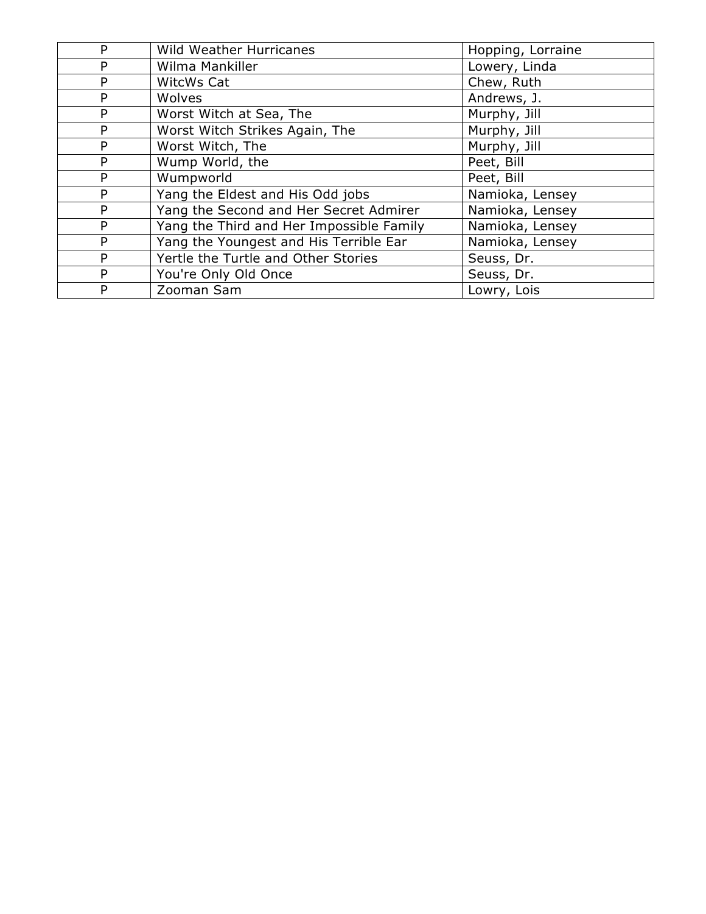| | | |
|---|---|---|
| P | Wild Weather Hurricanes | Hopping, Lorraine |
| P | Wilma Mankiller | Lowery, Linda |
| P | WitcWs Cat | Chew, Ruth |
| P | Wolves | Andrews, J. |
| P | Worst Witch at Sea, The | Murphy, Jill |
| P | Worst Witch Strikes Again, The | Murphy, Jill |
| P | Worst Witch, The | Murphy, Jill |
| P | Wump World, the | Peet, Bill |
| P | Wumpworld | Peet, Bill |
| P | Yang the Eldest and His Odd jobs | Namioka, Lensey |
| P | Yang the Second and Her Secret Admirer | Namioka, Lensey |
| P | Yang the Third and Her Impossible Family | Namioka, Lensey |
| P | Yang the Youngest and His Terrible Ear | Namioka, Lensey |
| P | Yertle the Turtle and Other Stories | Seuss, Dr. |
| P | You're Only Old Once | Seuss, Dr. |
| P | Zooman Sam | Lowry, Lois |